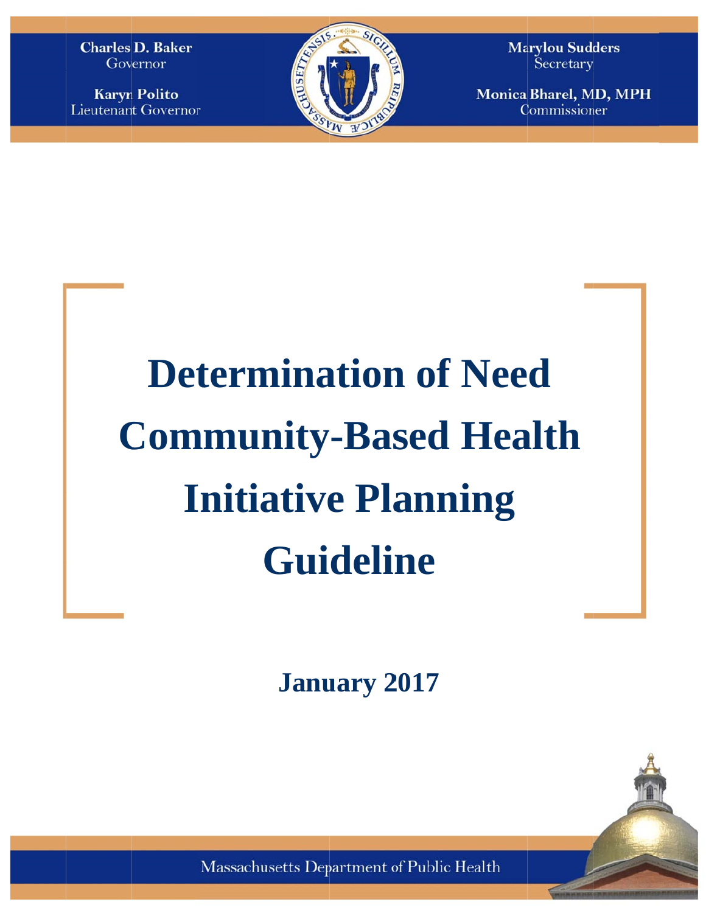Charles D. Baker
Governor

Karyn Polito
Lieutenant Governor

Marylou Sudders
Secretary

Monica Bharel, MD, MPH
Commissioner

# Determination of Need Community-Based Health Initiative Planning Guideline

**January 2017**

Massachusetts Department of Public Health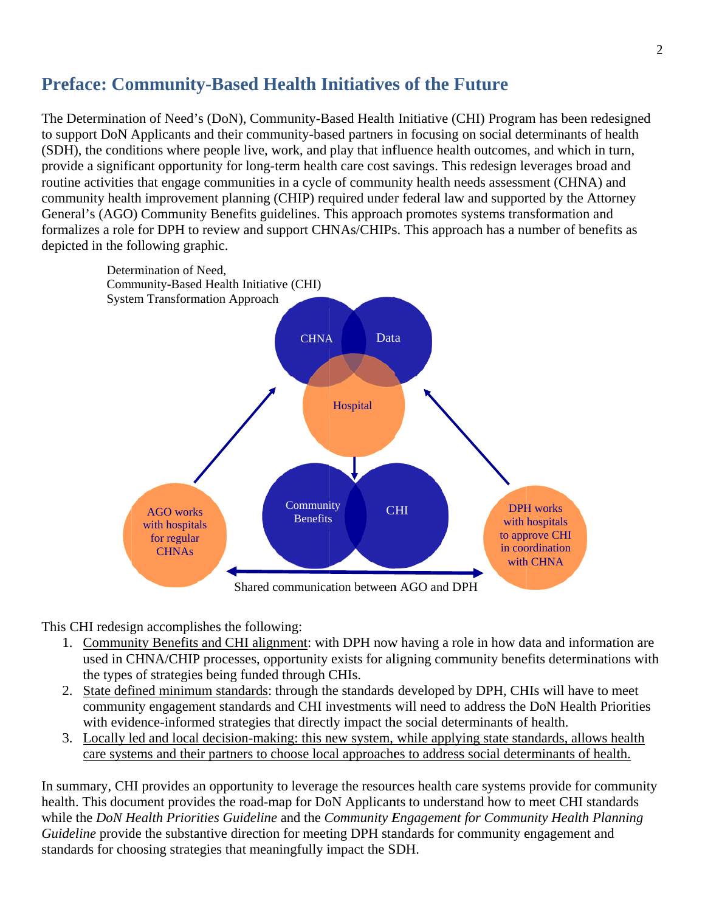## Preface: Community-Based Health Initiatives of the Future

The Determination of Need's (DoN), Community-Based Health Initiative (CHI) Program has been redesigned to support DoN Applicants and their community-based partners in focusing on social determinants of health (SDH), the conditions where people live, work, and play that influence health outcomes, and which in turn, provide a significant opportunity for long-term health care cost savings. This redesign leverages broad and routine activities that engage communities in a cycle of community health needs assessment (CHNA) and community health improvement planning (CHIP) required under federal law and supported by the Attorney General's (AGO) Community Benefits guidelines. This approach promotes systems transformation and formalizes a role for DPH to review and support CHNAs/CHIPs. This approach has a number of benefits as depicted in the following graphic.

Determination of Need,
Community-Based Health Initiative (CHI)
System Transformation Approach

CHNA | Data | Hospital

Community Benefits | CHI

AGO works with hospitals for regular CHNAs

DPH works with hospitals to approve CHI in coordination with CHNA

Shared communication between AGO and DPH

This CHI redesign accomplishes the following:

1. <u>Community Benefits and CHI alignment</u>: with DPH now having a role in how data and information are used in CHNA/CHIP processes, opportunity exists for aligning community benefits determinations with the types of strategies being funded through CHIs.
2. <u>State defined minimum standards</u>: through the standards developed by DPH, CHIs will have to meet community engagement standards and CHI investments will need to address the DoN Health Priorities with evidence-informed strategies that directly impact the social determinants of health.
3. <u>Locally led and local decision-making: this new system, while applying state standards, allows health care systems and their partners to choose local approaches to address social determinants of health.</u>

In summary, CHI provides an opportunity to leverage the resources health care systems provide for community health. This document provides the road-map for DoN Applicants to understand how to meet CHI standards while the *DoN Health Priorities Guideline* and the *Community Engagement for Community Health Planning Guideline* provide the substantive direction for meeting DPH standards for community engagement and standards for choosing strategies that meaningfully impact the SDH.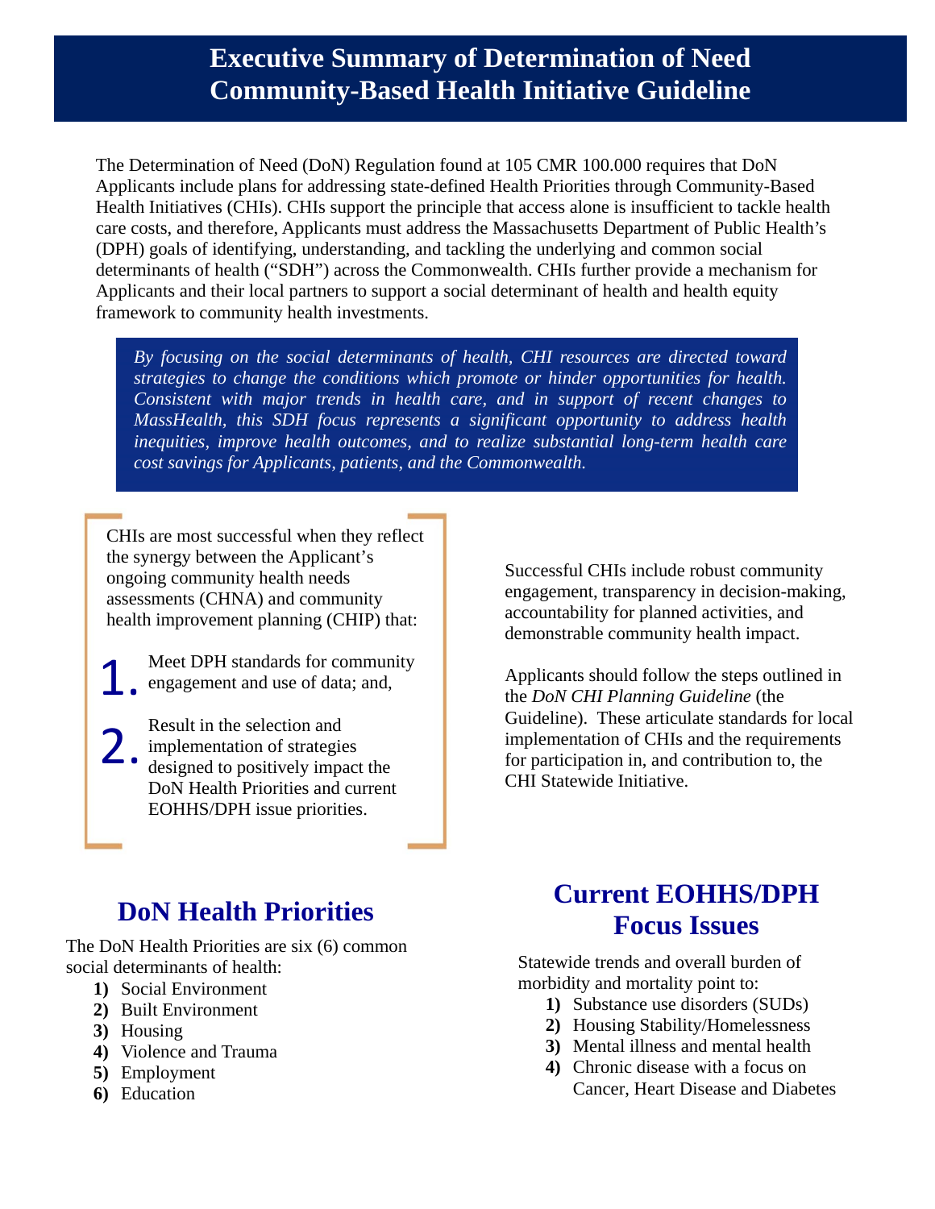# Executive Summary of Determination of Need Community-Based Health Initiative Guideline

The Determination of Need (DoN) Regulation found at 105 CMR 100.000 requires that DoN Applicants include plans for addressing state-defined Health Priorities through Community-Based Health Initiatives (CHIs). CHIs support the principle that access alone is insufficient to tackle health care costs, and therefore, Applicants must address the Massachusetts Department of Public Health's (DPH) goals of identifying, understanding, and tackling the underlying and common social determinants of health ("SDH") across the Commonwealth. CHIs further provide a mechanism for Applicants and their local partners to support a social determinant of health and health equity framework to community health investments.

*By focusing on the social determinants of health, CHI resources are directed toward strategies to change the conditions which promote or hinder opportunities for health. Consistent with major trends in health care, and in support of recent changes to MassHealth, this SDH focus represents a significant opportunity to address health inequities, improve health outcomes, and to realize substantial long-term health care cost savings for Applicants, patients, and the Commonwealth.*

CHIs are most successful when they reflect the synergy between the Applicant's ongoing community health needs assessments (CHNA) and community health improvement planning (CHIP) that:

1. Meet DPH standards for community engagement and use of data; and,
2. Result in the selection and implementation of strategies designed to positively impact the DoN Health Priorities and current EOHHS/DPH issue priorities.

Successful CHIs include robust community engagement, transparency in decision-making, accountability for planned activities, and demonstrable community health impact.

Applicants should follow the steps outlined in the *DoN CHI Planning Guideline* (the Guideline). These articulate standards for local implementation of CHIs and the requirements for participation in, and contribution to, the CHI Statewide Initiative.

## DoN Health Priorities

The DoN Health Priorities are six (6) common social determinants of health:

1) Social Environment
2) Built Environment
3) Housing
4) Violence and Trauma
5) Employment
6) Education

## Current EOHHS/DPH Focus Issues

Statewide trends and overall burden of morbidity and mortality point to:

1) Substance use disorders (SUDs)
2) Housing Stability/Homelessness
3) Mental illness and mental health
4) Chronic disease with a focus on Cancer, Heart Disease and Diabetes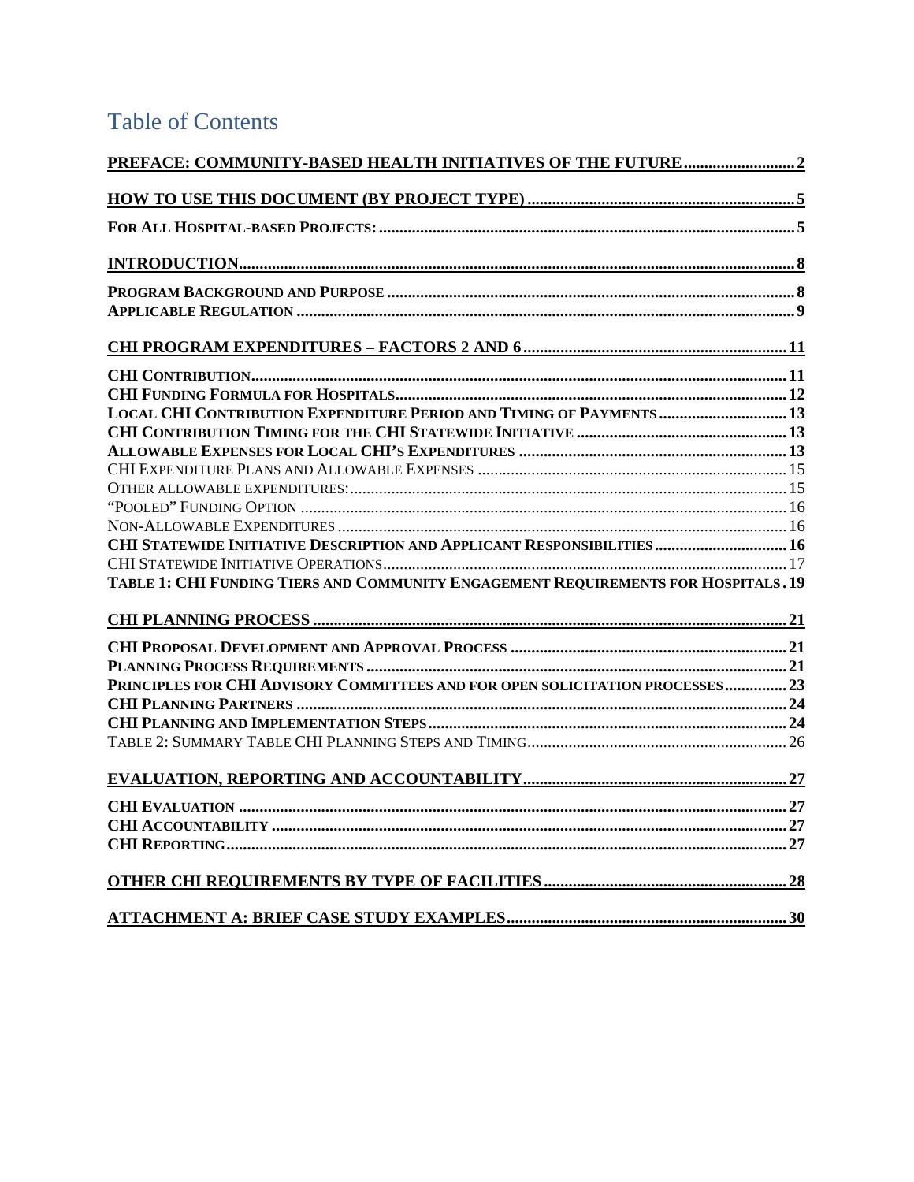# Table of Contents

**PREFACE: COMMUNITY-BASED HEALTH INITIATIVES OF THE FUTURE** .......... 2

**HOW TO USE THIS DOCUMENT (BY PROJECT TYPE)** .......... 5

**FOR ALL HOSPITAL-BASED PROJECTS:** .......... 5

**INTRODUCTION** .......... 8

**PROGRAM BACKGROUND AND PURPOSE** .......... 8
**APPLICABLE REGULATION** .......... 9

**CHI PROGRAM EXPENDITURES – FACTORS 2 AND 6** .......... 11

**CHI CONTRIBUTION** .......... 11
**CHI FUNDING FORMULA FOR HOSPITALS** .......... 12
**LOCAL CHI CONTRIBUTION EXPENDITURE PERIOD AND TIMING OF PAYMENTS** .......... 13
**CHI CONTRIBUTION TIMING FOR THE CHI STATEWIDE INITIATIVE** .......... 13
**ALLOWABLE EXPENSES FOR LOCAL CHI'S EXPENDITURES** .......... 13
CHI EXPENDITURE PLANS AND ALLOWABLE EXPENSES .......... 15
OTHER ALLOWABLE EXPENDITURES: .......... 15
"POOLED" FUNDING OPTION .......... 16
NON-ALLOWABLE EXPENDITURES .......... 16
**CHI STATEWIDE INITIATIVE DESCRIPTION AND APPLICANT RESPONSIBILITIES** .......... 16
CHI STATEWIDE INITIATIVE OPERATIONS .......... 17
**TABLE 1: CHI FUNDING TIERS AND COMMUNITY ENGAGEMENT REQUIREMENTS FOR HOSPITALS** .......... 19

**CHI PLANNING PROCESS** .......... 21

**CHI PROPOSAL DEVELOPMENT AND APPROVAL PROCESS** .......... 21
**PLANNING PROCESS REQUIREMENTS** .......... 21
**PRINCIPLES FOR CHI ADVISORY COMMITTEES AND FOR OPEN SOLICITATION PROCESSES** .......... 23
**CHI PLANNING PARTNERS** .......... 24
**CHI PLANNING AND IMPLEMENTATION STEPS** .......... 24
TABLE 2: SUMMARY TABLE CHI PLANNING STEPS AND TIMING .......... 26

**EVALUATION, REPORTING AND ACCOUNTABILITY** .......... 27

**CHI EVALUATION** .......... 27
**CHI ACCOUNTABILITY** .......... 27
**CHI REPORTING** .......... 27

**OTHER CHI REQUIREMENTS BY TYPE OF FACILITIES** .......... 28

**ATTACHMENT A: BRIEF CASE STUDY EXAMPLES** .......... 30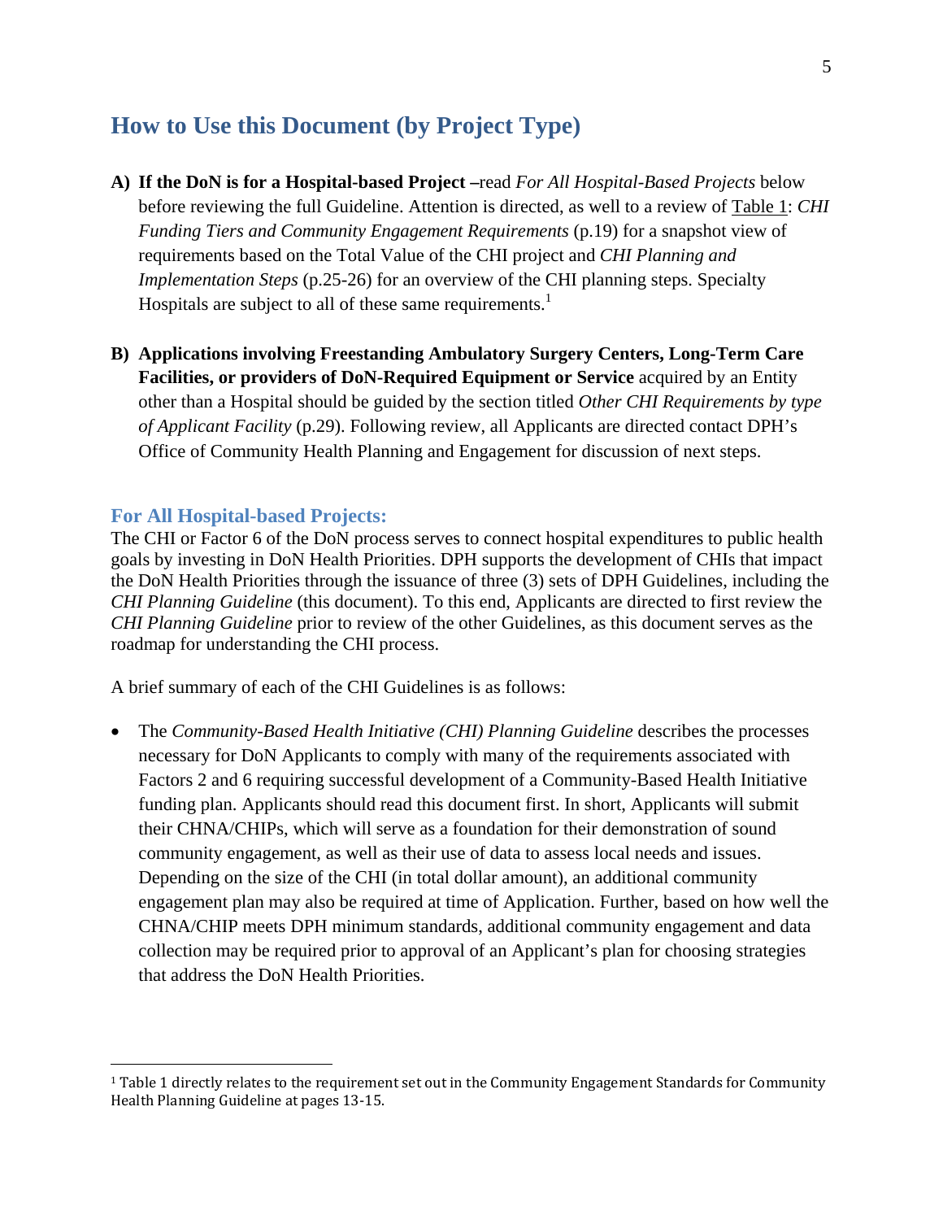## How to Use this Document (by Project Type)

A) **If the DoN is for a Hospital-based Project** –read *For All Hospital-Based Projects* below before reviewing the full Guideline. Attention is directed, as well to a review of Table 1: *CHI Funding Tiers and Community Engagement Requirements* (p.19) for a snapshot view of requirements based on the Total Value of the CHI project and *CHI Planning and Implementation Steps* (p.25-26) for an overview of the CHI planning steps. Specialty Hospitals are subject to all of these same requirements.[1]

B) **Applications involving Freestanding Ambulatory Surgery Centers, Long-Term Care Facilities, or providers of DoN-Required Equipment or Service** acquired by an Entity other than a Hospital should be guided by the section titled *Other CHI Requirements by type of Applicant Facility* (p.29). Following review, all Applicants are directed contact DPH's Office of Community Health Planning and Engagement for discussion of next steps.

### For All Hospital-based Projects:

The CHI or Factor 6 of the DoN process serves to connect hospital expenditures to public health goals by investing in DoN Health Priorities. DPH supports the development of CHIs that impact the DoN Health Priorities through the issuance of three (3) sets of DPH Guidelines, including the *CHI Planning Guideline* (this document). To this end, Applicants are directed to first review the *CHI Planning Guideline* prior to review of the other Guidelines, as this document serves as the roadmap for understanding the CHI process.

A brief summary of each of the CHI Guidelines is as follows:

- The *Community-Based Health Initiative (CHI) Planning Guideline* describes the processes necessary for DoN Applicants to comply with many of the requirements associated with Factors 2 and 6 requiring successful development of a Community-Based Health Initiative funding plan. Applicants should read this document first. In short, Applicants will submit their CHNA/CHIPs, which will serve as a foundation for their demonstration of sound community engagement, as well as their use of data to assess local needs and issues. Depending on the size of the CHI (in total dollar amount), an additional community engagement plan may also be required at time of Application. Further, based on how well the CHNA/CHIP meets DPH minimum standards, additional community engagement and data collection may be required prior to approval of an Applicant's plan for choosing strategies that address the DoN Health Priorities.

---

[1] Table 1 directly relates to the requirement set out in the Community Engagement Standards for Community Health Planning Guideline at pages 13-15.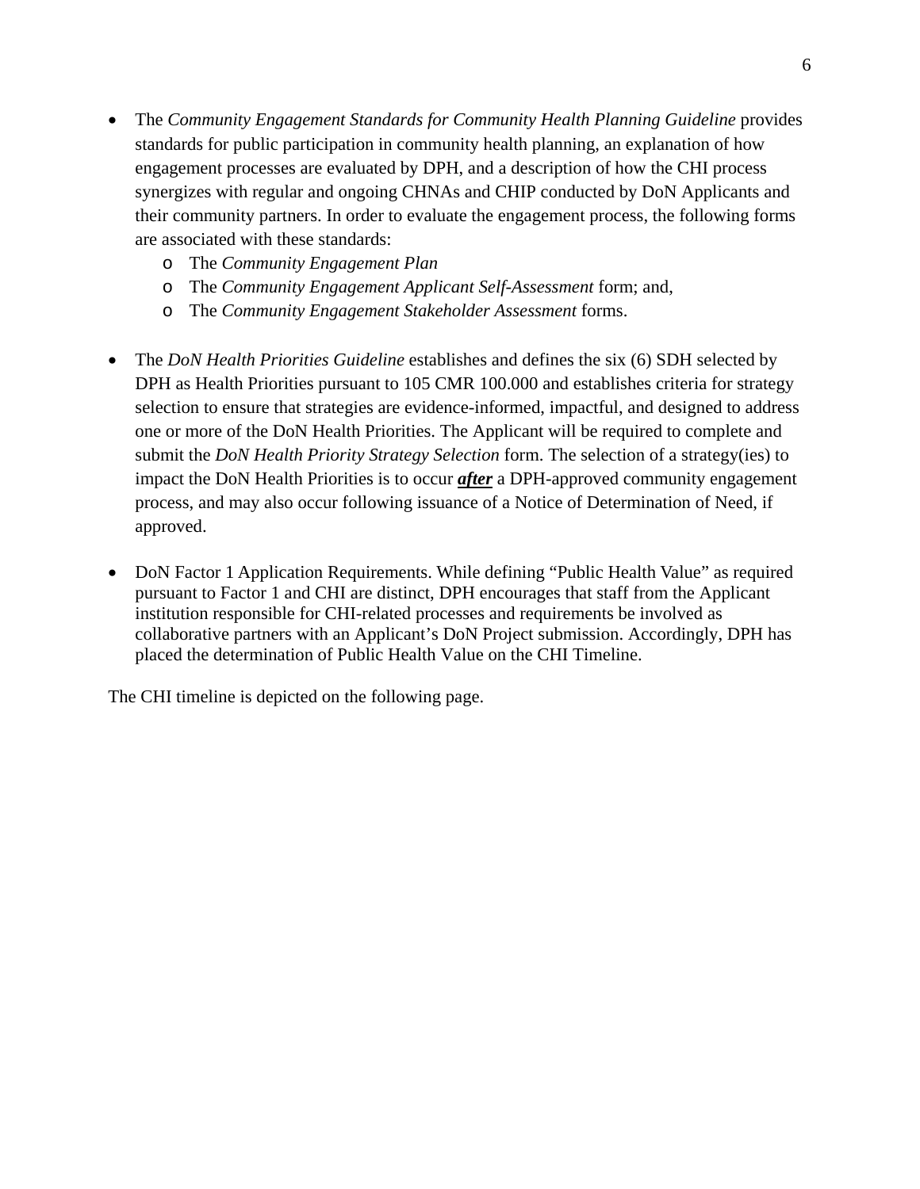- The *Community Engagement Standards for Community Health Planning Guideline* provides standards for public participation in community health planning, an explanation of how engagement processes are evaluated by DPH, and a description of how the CHI process synergizes with regular and ongoing CHNAs and CHIP conducted by DoN Applicants and their community partners. In order to evaluate the engagement process, the following forms are associated with these standards:
  - The *Community Engagement Plan*
  - The *Community Engagement Applicant Self-Assessment* form; and,
  - The *Community Engagement Stakeholder Assessment* forms.

- The *DoN Health Priorities Guideline* establishes and defines the six (6) SDH selected by DPH as Health Priorities pursuant to 105 CMR 100.000 and establishes criteria for strategy selection to ensure that strategies are evidence-informed, impactful, and designed to address one or more of the DoN Health Priorities. The Applicant will be required to complete and submit the *DoN Health Priority Strategy Selection* form. The selection of a strategy(ies) to impact the DoN Health Priorities is to occur ***<u>after</u>*** a DPH-approved community engagement process, and may also occur following issuance of a Notice of Determination of Need, if approved.

- DoN Factor 1 Application Requirements. While defining "Public Health Value" as required pursuant to Factor 1 and CHI are distinct, DPH encourages that staff from the Applicant institution responsible for CHI-related processes and requirements be involved as collaborative partners with an Applicant's DoN Project submission. Accordingly, DPH has placed the determination of Public Health Value on the CHI Timeline.

The CHI timeline is depicted on the following page.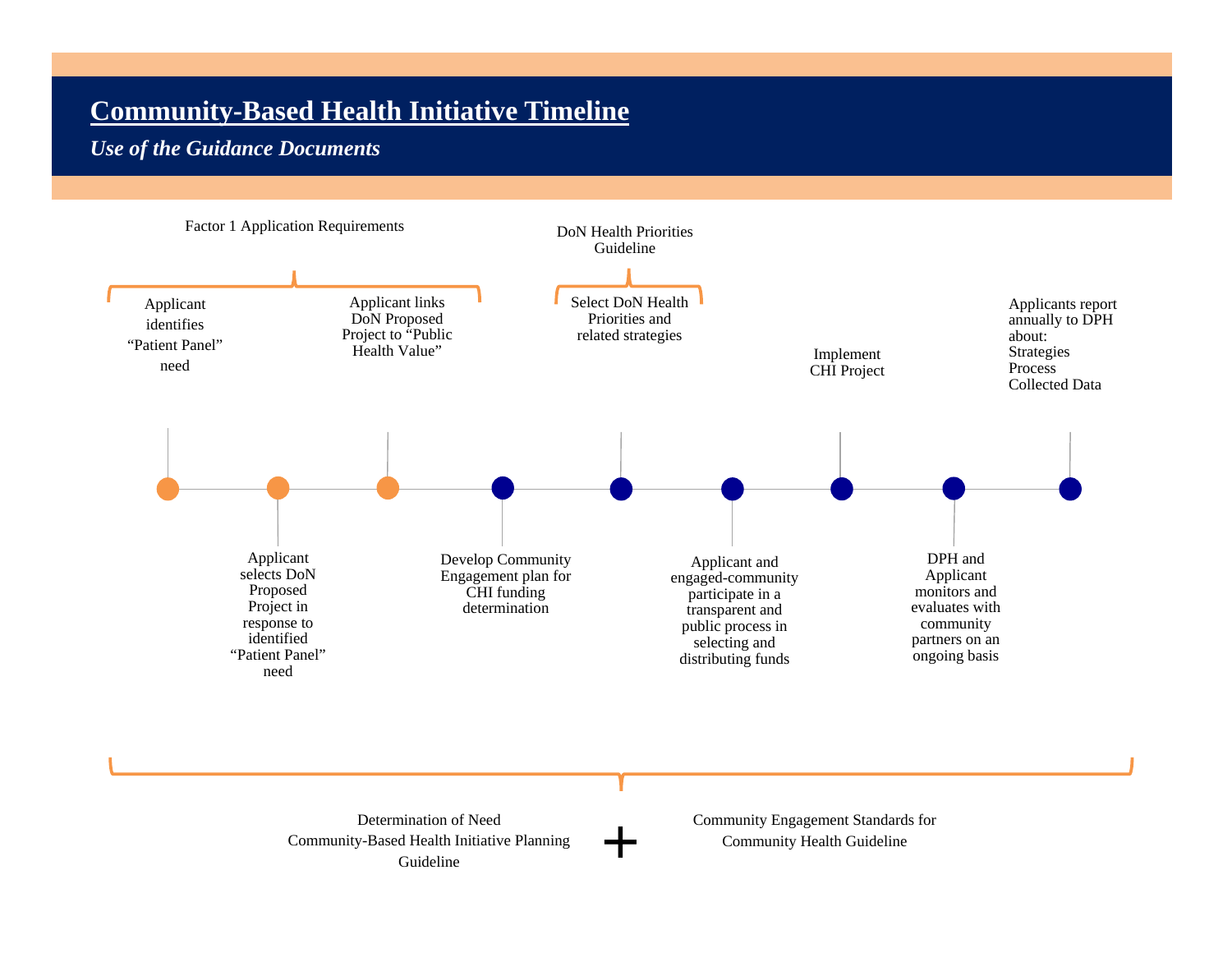# Community-Based Health Initiative Timeline

*Use of the Guidance Documents*

**Factor 1 Application Requirements**

1. Applicant identifies "Patient Panel" need
2. Applicant selects DoN Proposed Project in response to identified "Patient Panel" need
3. Applicant links DoN Proposed Project to "Public Health Value"

**DoN Health Priorities Guideline**

4. Develop Community Engagement plan for CHI funding determination
5. Select DoN Health Priorities and related strategies
6. Applicant and engaged-community participate in a transparent and public process in selecting and distributing funds
7. Implement CHI Project
8. DPH and Applicant monitors and evaluates with community partners on an ongoing basis
9. Applicants report annually to DPH about:
   - Strategies
   - Process
   - Collected Data

Determination of Need Community-Based Health Initiative Planning Guideline + Community Engagement Standards for Community Health Guideline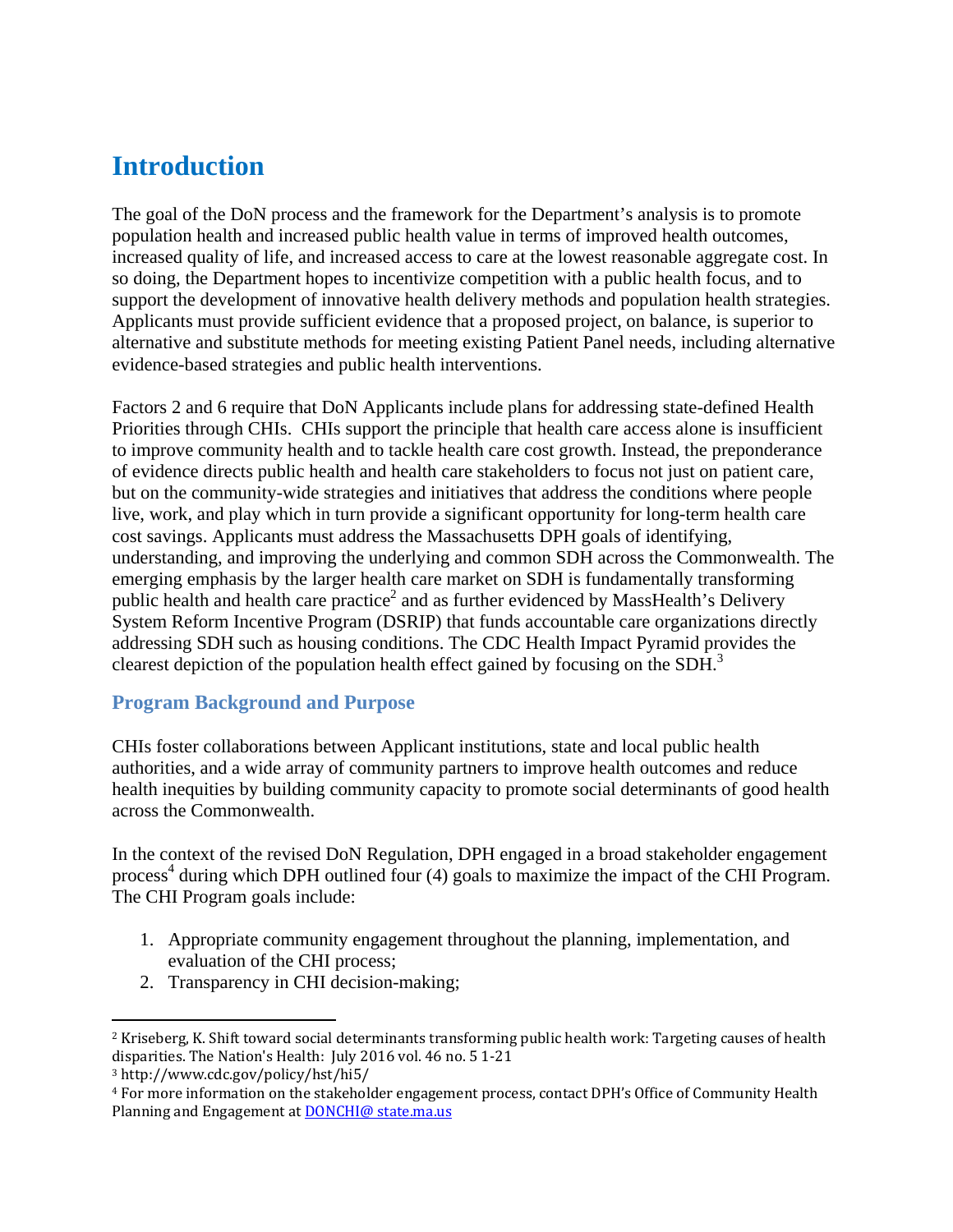# Introduction

The goal of the DoN process and the framework for the Department's analysis is to promote population health and increased public health value in terms of improved health outcomes, increased quality of life, and increased access to care at the lowest reasonable aggregate cost. In so doing, the Department hopes to incentivize competition with a public health focus, and to support the development of innovative health delivery methods and population health strategies. Applicants must provide sufficient evidence that a proposed project, on balance, is superior to alternative and substitute methods for meeting existing Patient Panel needs, including alternative evidence-based strategies and public health interventions.

Factors 2 and 6 require that DoN Applicants include plans for addressing state-defined Health Priorities through CHIs. CHIs support the principle that health care access alone is insufficient to improve community health and to tackle health care cost growth. Instead, the preponderance of evidence directs public health and health care stakeholders to focus not just on patient care, but on the community-wide strategies and initiatives that address the conditions where people live, work, and play which in turn provide a significant opportunity for long-term health care cost savings. Applicants must address the Massachusetts DPH goals of identifying, understanding, and improving the underlying and common SDH across the Commonwealth. The emerging emphasis by the larger health care market on SDH is fundamentally transforming public health and health care practice[2] and as further evidenced by MassHealth's Delivery System Reform Incentive Program (DSRIP) that funds accountable care organizations directly addressing SDH such as housing conditions. The CDC Health Impact Pyramid provides the clearest depiction of the population health effect gained by focusing on the SDH.[3]

## Program Background and Purpose

CHIs foster collaborations between Applicant institutions, state and local public health authorities, and a wide array of community partners to improve health outcomes and reduce health inequities by building community capacity to promote social determinants of good health across the Commonwealth.

In the context of the revised DoN Regulation, DPH engaged in a broad stakeholder engagement process[4] during which DPH outlined four (4) goals to maximize the impact of the CHI Program. The CHI Program goals include:

1. Appropriate community engagement throughout the planning, implementation, and evaluation of the CHI process;
2. Transparency in CHI decision-making;

---

[2] Kriseberg, K. Shift toward social determinants transforming public health work: Targeting causes of health disparities. The Nation's Health: July 2016 vol. 46 no. 5 1-21

[3] http://www.cdc.gov/policy/hst/hi5/

[4] For more information on the stakeholder engagement process, contact DPH's Office of Community Health Planning and Engagement at DONCHI@ state.ma.us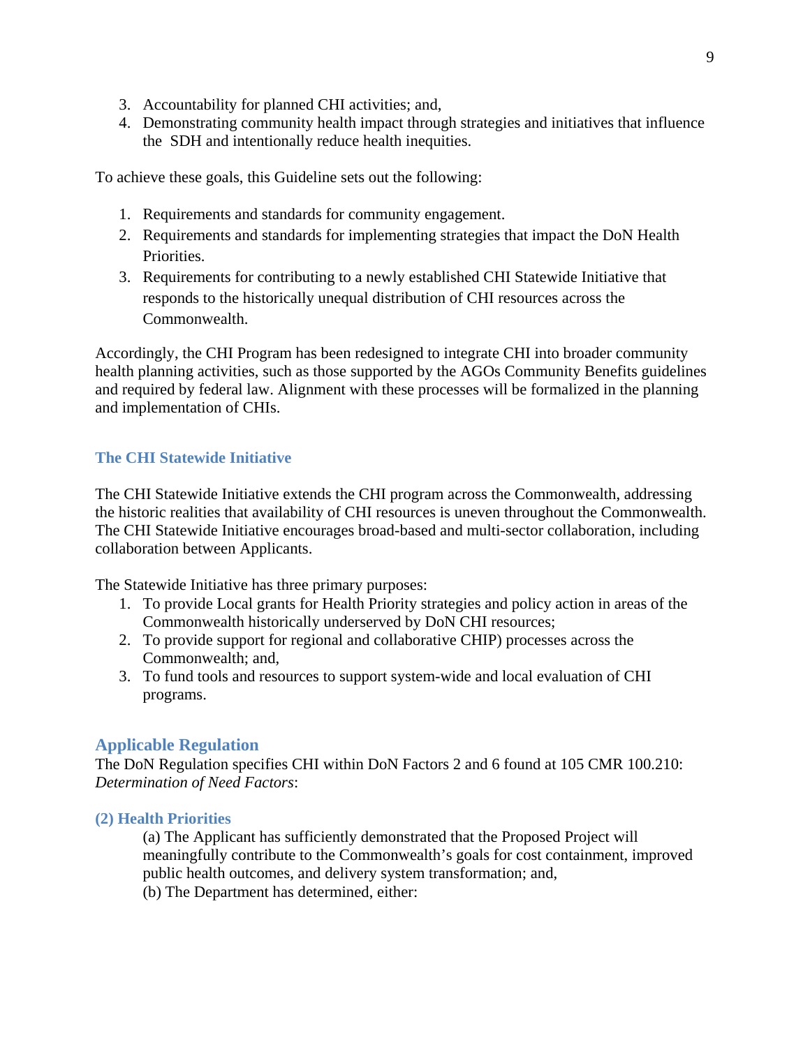3. Accountability for planned CHI activities; and,
4. Demonstrating community health impact through strategies and initiatives that influence the SDH and intentionally reduce health inequities.

To achieve these goals, this Guideline sets out the following:

1. Requirements and standards for community engagement.
2. Requirements and standards for implementing strategies that impact the DoN Health Priorities.
3. Requirements for contributing to a newly established CHI Statewide Initiative that responds to the historically unequal distribution of CHI resources across the Commonwealth.

Accordingly, the CHI Program has been redesigned to integrate CHI into broader community health planning activities, such as those supported by the AGOs Community Benefits guidelines and required by federal law. Alignment with these processes will be formalized in the planning and implementation of CHIs.

### The CHI Statewide Initiative

The CHI Statewide Initiative extends the CHI program across the Commonwealth, addressing the historic realities that availability of CHI resources is uneven throughout the Commonwealth. The CHI Statewide Initiative encourages broad-based and multi-sector collaboration, including collaboration between Applicants.

The Statewide Initiative has three primary purposes:

1. To provide Local grants for Health Priority strategies and policy action in areas of the Commonwealth historically underserved by DoN CHI resources;
2. To provide support for regional and collaborative CHIP) processes across the Commonwealth; and,
3. To fund tools and resources to support system-wide and local evaluation of CHI programs.

## Applicable Regulation

The DoN Regulation specifies CHI within DoN Factors 2 and 6 found at 105 CMR 100.210: *Determination of Need Factors*:

#### (2) Health Priorities

(a) The Applicant has sufficiently demonstrated that the Proposed Project will meaningfully contribute to the Commonwealth's goals for cost containment, improved public health outcomes, and delivery system transformation; and,

(b) The Department has determined, either: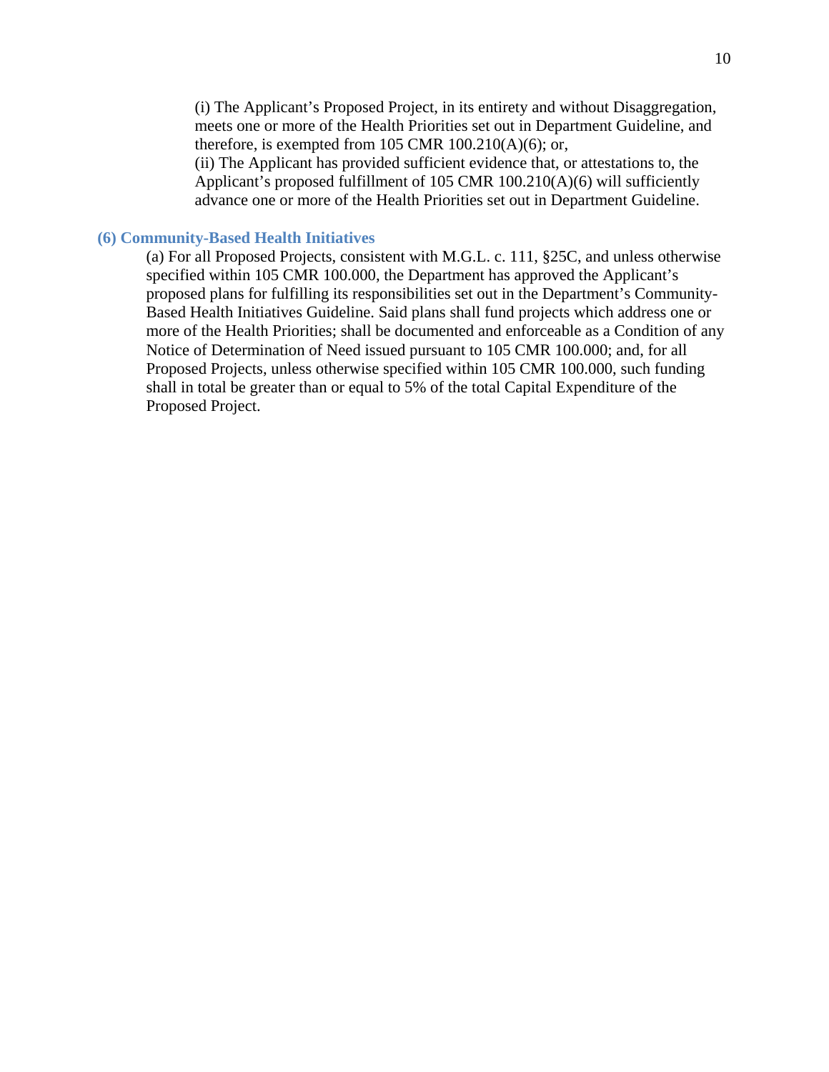(i) The Applicant's Proposed Project, in its entirety and without Disaggregation, meets one or more of the Health Priorities set out in Department Guideline, and therefore, is exempted from 105 CMR 100.210(A)(6); or,

(ii) The Applicant has provided sufficient evidence that, or attestations to, the Applicant's proposed fulfillment of 105 CMR 100.210(A)(6) will sufficiently advance one or more of the Health Priorities set out in Department Guideline.

### (6) Community-Based Health Initiatives

(a) For all Proposed Projects, consistent with M.G.L. c. 111, §25C, and unless otherwise specified within 105 CMR 100.000, the Department has approved the Applicant's proposed plans for fulfilling its responsibilities set out in the Department's Community-Based Health Initiatives Guideline. Said plans shall fund projects which address one or more of the Health Priorities; shall be documented and enforceable as a Condition of any Notice of Determination of Need issued pursuant to 105 CMR 100.000; and, for all Proposed Projects, unless otherwise specified within 105 CMR 100.000, such funding shall in total be greater than or equal to 5% of the total Capital Expenditure of the Proposed Project.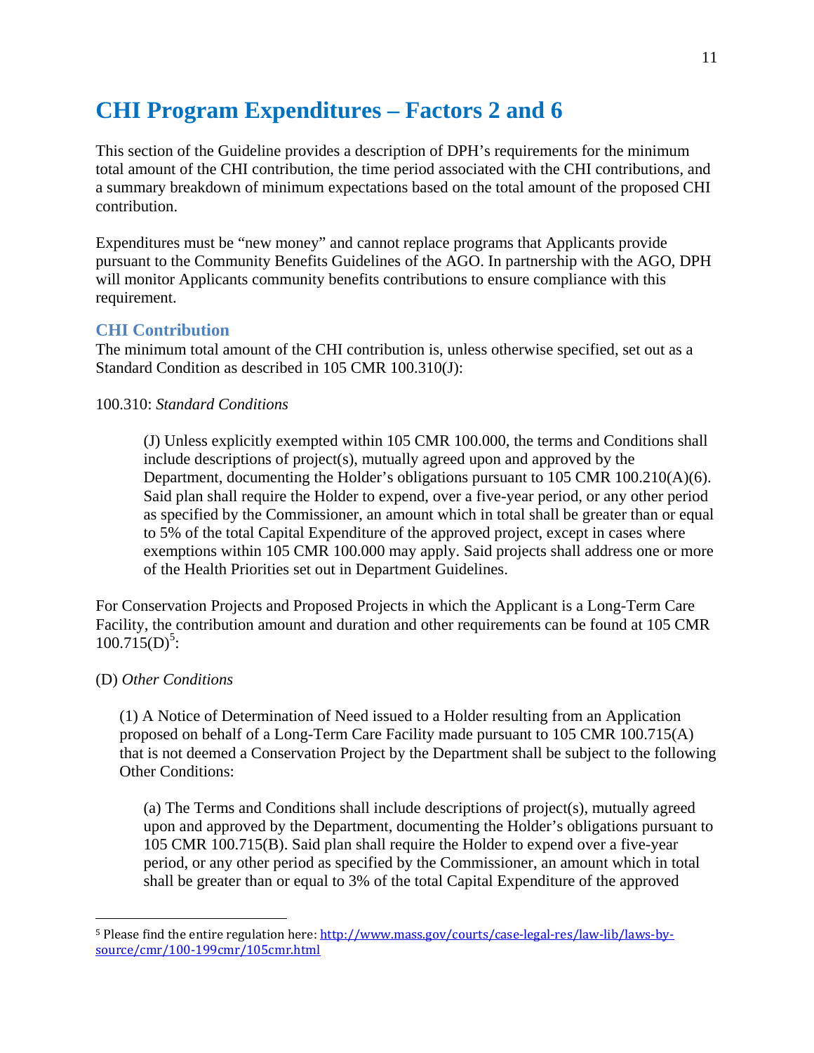# CHI Program Expenditures – Factors 2 and 6

This section of the Guideline provides a description of DPH's requirements for the minimum total amount of the CHI contribution, the time period associated with the CHI contributions, and a summary breakdown of minimum expectations based on the total amount of the proposed CHI contribution.

Expenditures must be "new money" and cannot replace programs that Applicants provide pursuant to the Community Benefits Guidelines of the AGO. In partnership with the AGO, DPH will monitor Applicants community benefits contributions to ensure compliance with this requirement.

## CHI Contribution

The minimum total amount of the CHI contribution is, unless otherwise specified, set out as a Standard Condition as described in 105 CMR 100.310(J):

100.310: *Standard Conditions*

> (J) Unless explicitly exempted within 105 CMR 100.000, the terms and Conditions shall include descriptions of project(s), mutually agreed upon and approved by the Department, documenting the Holder's obligations pursuant to 105 CMR 100.210(A)(6). Said plan shall require the Holder to expend, over a five-year period, or any other period as specified by the Commissioner, an amount which in total shall be greater than or equal to 5% of the total Capital Expenditure of the approved project, except in cases where exemptions within 105 CMR 100.000 may apply. Said projects shall address one or more of the Health Priorities set out in Department Guidelines.

For Conservation Projects and Proposed Projects in which the Applicant is a Long-Term Care Facility, the contribution amount and duration and other requirements can be found at 105 CMR 100.715(D)[5]:

(D) *Other Conditions*

> (1) A Notice of Determination of Need issued to a Holder resulting from an Application proposed on behalf of a Long-Term Care Facility made pursuant to 105 CMR 100.715(A) that is not deemed a Conservation Project by the Department shall be subject to the following Other Conditions:
>
> > (a) The Terms and Conditions shall include descriptions of project(s), mutually agreed upon and approved by the Department, documenting the Holder's obligations pursuant to 105 CMR 100.715(B). Said plan shall require the Holder to expend over a five-year period, or any other period as specified by the Commissioner, an amount which in total shall be greater than or equal to 3% of the total Capital Expenditure of the approved

---

[5] Please find the entire regulation here: http://www.mass.gov/courts/case-legal-res/law-lib/laws-by-source/cmr/100-199cmr/105cmr.html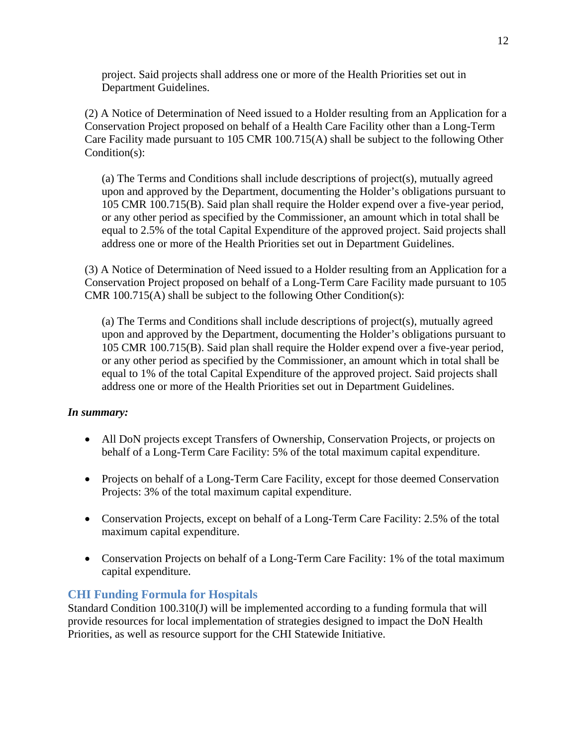project. Said projects shall address one or more of the Health Priorities set out in Department Guidelines.

(2) A Notice of Determination of Need issued to a Holder resulting from an Application for a Conservation Project proposed on behalf of a Health Care Facility other than a Long-Term Care Facility made pursuant to 105 CMR 100.715(A) shall be subject to the following Other Condition(s):

(a) The Terms and Conditions shall include descriptions of project(s), mutually agreed upon and approved by the Department, documenting the Holder's obligations pursuant to 105 CMR 100.715(B). Said plan shall require the Holder expend over a five-year period, or any other period as specified by the Commissioner, an amount which in total shall be equal to 2.5% of the total Capital Expenditure of the approved project. Said projects shall address one or more of the Health Priorities set out in Department Guidelines.

(3) A Notice of Determination of Need issued to a Holder resulting from an Application for a Conservation Project proposed on behalf of a Long-Term Care Facility made pursuant to 105 CMR 100.715(A) shall be subject to the following Other Condition(s):

(a) The Terms and Conditions shall include descriptions of project(s), mutually agreed upon and approved by the Department, documenting the Holder's obligations pursuant to 105 CMR 100.715(B). Said plan shall require the Holder expend over a five-year period, or any other period as specified by the Commissioner, an amount which in total shall be equal to 1% of the total Capital Expenditure of the approved project. Said projects shall address one or more of the Health Priorities set out in Department Guidelines.

***In summary:***

- All DoN projects except Transfers of Ownership, Conservation Projects, or projects on behalf of a Long-Term Care Facility: 5% of the total maximum capital expenditure.
- Projects on behalf of a Long-Term Care Facility, except for those deemed Conservation Projects: 3% of the total maximum capital expenditure.
- Conservation Projects, except on behalf of a Long-Term Care Facility: 2.5% of the total maximum capital expenditure.
- Conservation Projects on behalf of a Long-Term Care Facility: 1% of the total maximum capital expenditure.

## CHI Funding Formula for Hospitals

Standard Condition 100.310(J) will be implemented according to a funding formula that will provide resources for local implementation of strategies designed to impact the DoN Health Priorities, as well as resource support for the CHI Statewide Initiative.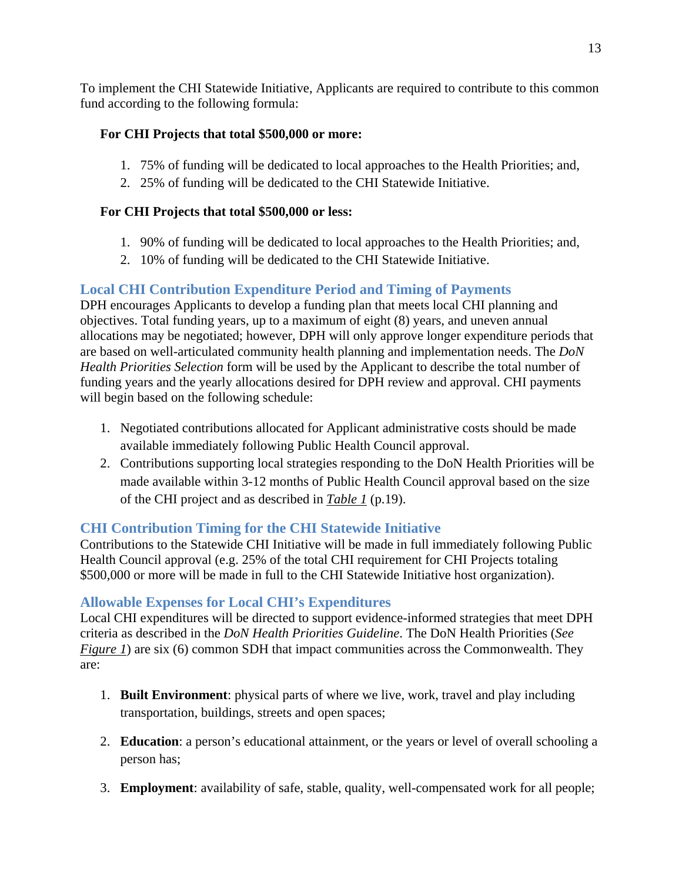To implement the CHI Statewide Initiative, Applicants are required to contribute to this common fund according to the following formula:

**For CHI Projects that total $500,000 or more:**

1. 75% of funding will be dedicated to local approaches to the Health Priorities; and,
2. 25% of funding will be dedicated to the CHI Statewide Initiative.

**For CHI Projects that total $500,000 or less:**

1. 90% of funding will be dedicated to local approaches to the Health Priorities; and,
2. 10% of funding will be dedicated to the CHI Statewide Initiative.

### Local CHI Contribution Expenditure Period and Timing of Payments

DPH encourages Applicants to develop a funding plan that meets local CHI planning and objectives. Total funding years, up to a maximum of eight (8) years, and uneven annual allocations may be negotiated; however, DPH will only approve longer expenditure periods that are based on well-articulated community health planning and implementation needs. The *DoN Health Priorities Selection* form will be used by the Applicant to describe the total number of funding years and the yearly allocations desired for DPH review and approval. CHI payments will begin based on the following schedule:

1. Negotiated contributions allocated for Applicant administrative costs should be made available immediately following Public Health Council approval.
2. Contributions supporting local strategies responding to the DoN Health Priorities will be made available within 3-12 months of Public Health Council approval based on the size of the CHI project and as described in ***Table 1*** (p.19).

### CHI Contribution Timing for the CHI Statewide Initiative

Contributions to the Statewide CHI Initiative will be made in full immediately following Public Health Council approval (e.g. 25% of the total CHI requirement for CHI Projects totaling $500,000 or more will be made in full to the CHI Statewide Initiative host organization).

### Allowable Expenses for Local CHI's Expenditures

Local CHI expenditures will be directed to support evidence-informed strategies that meet DPH criteria as described in the *DoN Health Priorities Guideline*. The DoN Health Priorities (*See Figure 1*) are six (6) common SDH that impact communities across the Commonwealth. They are:

1. **Built Environment**: physical parts of where we live, work, travel and play including transportation, buildings, streets and open spaces;

2. **Education**: a person's educational attainment, or the years or level of overall schooling a person has;

3. **Employment**: availability of safe, stable, quality, well-compensated work for all people;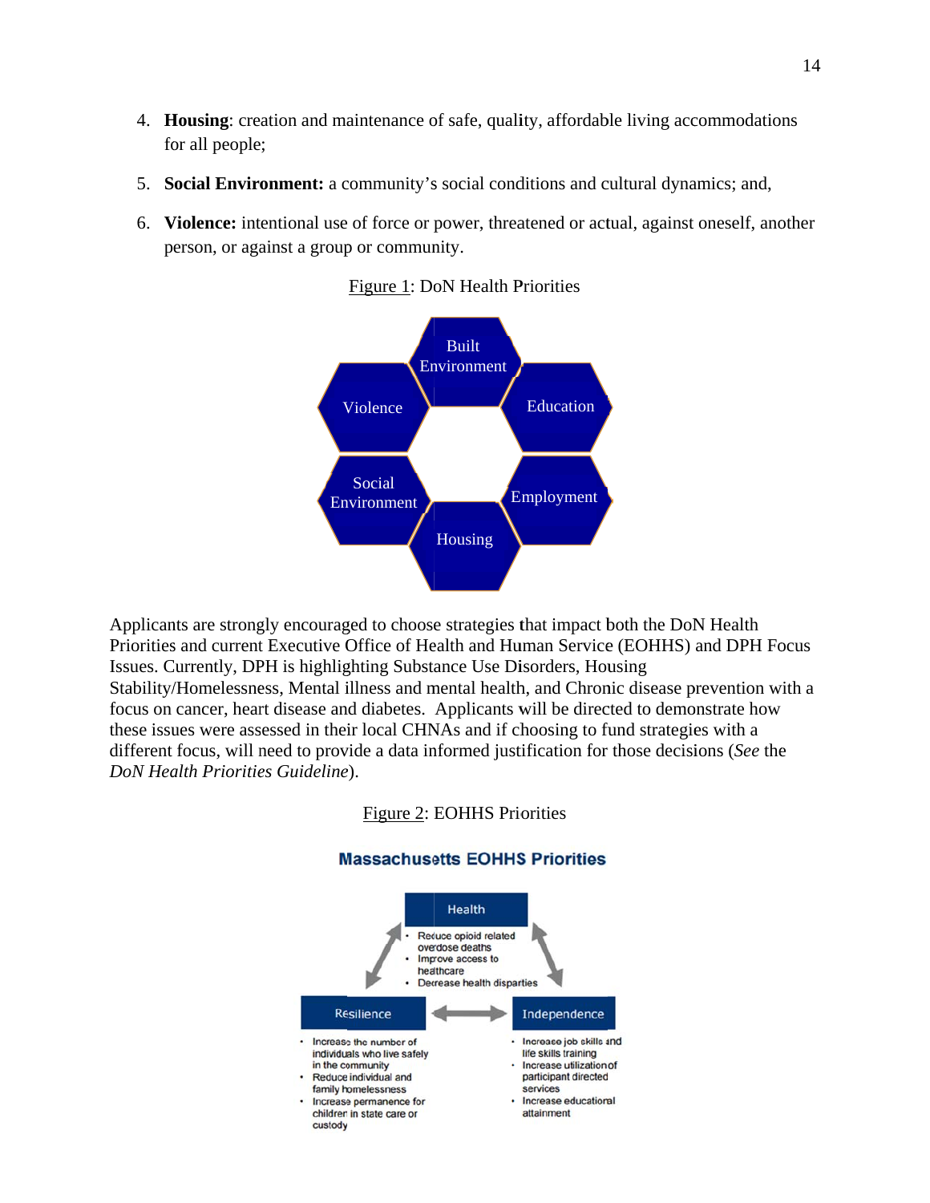4. **Housing**: creation and maintenance of safe, quality, affordable living accommodations for all people;

5. **Social Environment:** a community's social conditions and cultural dynamics; and,

6. **Violence:** intentional use of force or power, threatened or actual, against oneself, another person, or against a group or community.

Figure 1: DoN Health Priorities

Built Environment

Violence

Education

Social Environment

Employment

Housing

Applicants are strongly encouraged to choose strategies that impact both the DoN Health Priorities and current Executive Office of Health and Human Service (EOHHS) and DPH Focus Issues. Currently, DPH is highlighting Substance Use Disorders, Housing Stability/Homelessness, Mental illness and mental health, and Chronic disease prevention with a focus on cancer, heart disease and diabetes. Applicants will be directed to demonstrate how these issues were assessed in their local CHNAs and if choosing to fund strategies with a different focus, will need to provide a data informed justification for those decisions (*See* the *DoN Health Priorities Guideline*).

Figure 2: EOHHS Priorities

**Massachusetts EOHHS Priorities**

**Health**
- Reduce opioid related overdose deaths
- Improve access to healthcare
- Decrease health disparities

**Resilience**
- Increase the number of individuals who live safely in the community
- Reduce individual and family homelessness
- Increase permanence for children in state care or custody

**Independence**
- Increase job skills and life skills training
- Increase utilization of participant directed services
- Increase educational attainment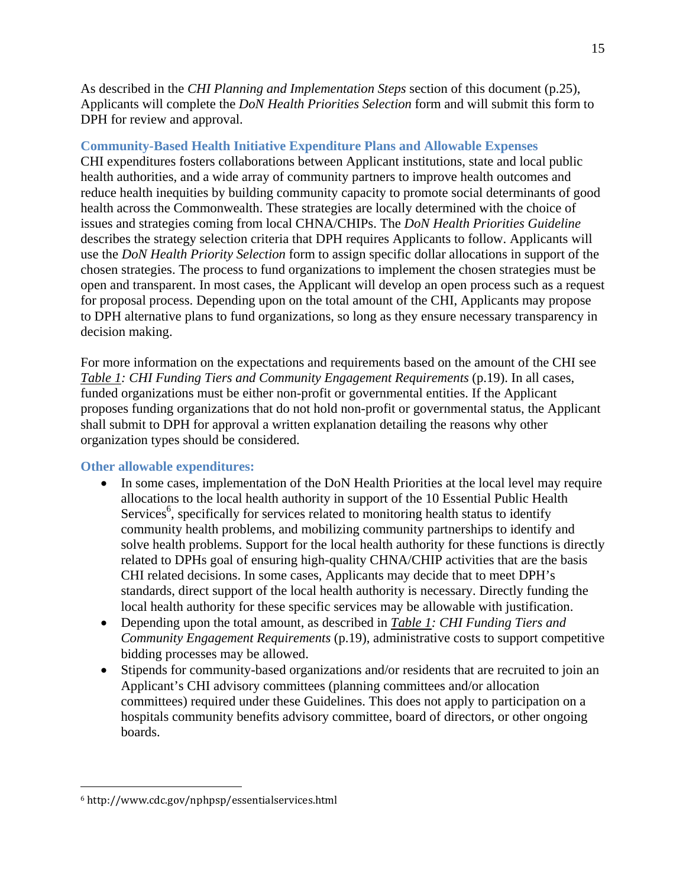As described in the *CHI Planning and Implementation Steps* section of this document (p.25), Applicants will complete the *DoN Health Priorities Selection* form and will submit this form to DPH for review and approval.

### Community-Based Health Initiative Expenditure Plans and Allowable Expenses

CHI expenditures fosters collaborations between Applicant institutions, state and local public health authorities, and a wide array of community partners to improve health outcomes and reduce health inequities by building community capacity to promote social determinants of good health across the Commonwealth. These strategies are locally determined with the choice of issues and strategies coming from local CHNA/CHIPs. The *DoN Health Priorities Guideline* describes the strategy selection criteria that DPH requires Applicants to follow. Applicants will use the *DoN Health Priority Selection* form to assign specific dollar allocations in support of the chosen strategies. The process to fund organizations to implement the chosen strategies must be open and transparent. In most cases, the Applicant will develop an open process such as a request for proposal process. Depending upon on the total amount of the CHI, Applicants may propose to DPH alternative plans to fund organizations, so long as they ensure necessary transparency in decision making.

For more information on the expectations and requirements based on the amount of the CHI see *Table 1: CHI Funding Tiers and Community Engagement Requirements* (p.19). In all cases, funded organizations must be either non-profit or governmental entities. If the Applicant proposes funding organizations that do not hold non-profit or governmental status, the Applicant shall submit to DPH for approval a written explanation detailing the reasons why other organization types should be considered.

### Other allowable expenditures:

- In some cases, implementation of the DoN Health Priorities at the local level may require allocations to the local health authority in support of the 10 Essential Public Health Services[6], specifically for services related to monitoring health status to identify community health problems, and mobilizing community partnerships to identify and solve health problems. Support for the local health authority for these functions is directly related to DPHs goal of ensuring high-quality CHNA/CHIP activities that are the basis CHI related decisions. In some cases, Applicants may decide that to meet DPH's standards, direct support of the local health authority is necessary. Directly funding the local health authority for these specific services may be allowable with justification.
- Depending upon the total amount, as described in *Table 1: CHI Funding Tiers and Community Engagement Requirements* (p.19), administrative costs to support competitive bidding processes may be allowed.
- Stipends for community-based organizations and/or residents that are recruited to join an Applicant's CHI advisory committees (planning committees and/or allocation committees) required under these Guidelines. This does not apply to participation on a hospitals community benefits advisory committee, board of directors, or other ongoing boards.

---

[6] http://www.cdc.gov/nphpsp/essentialservices.html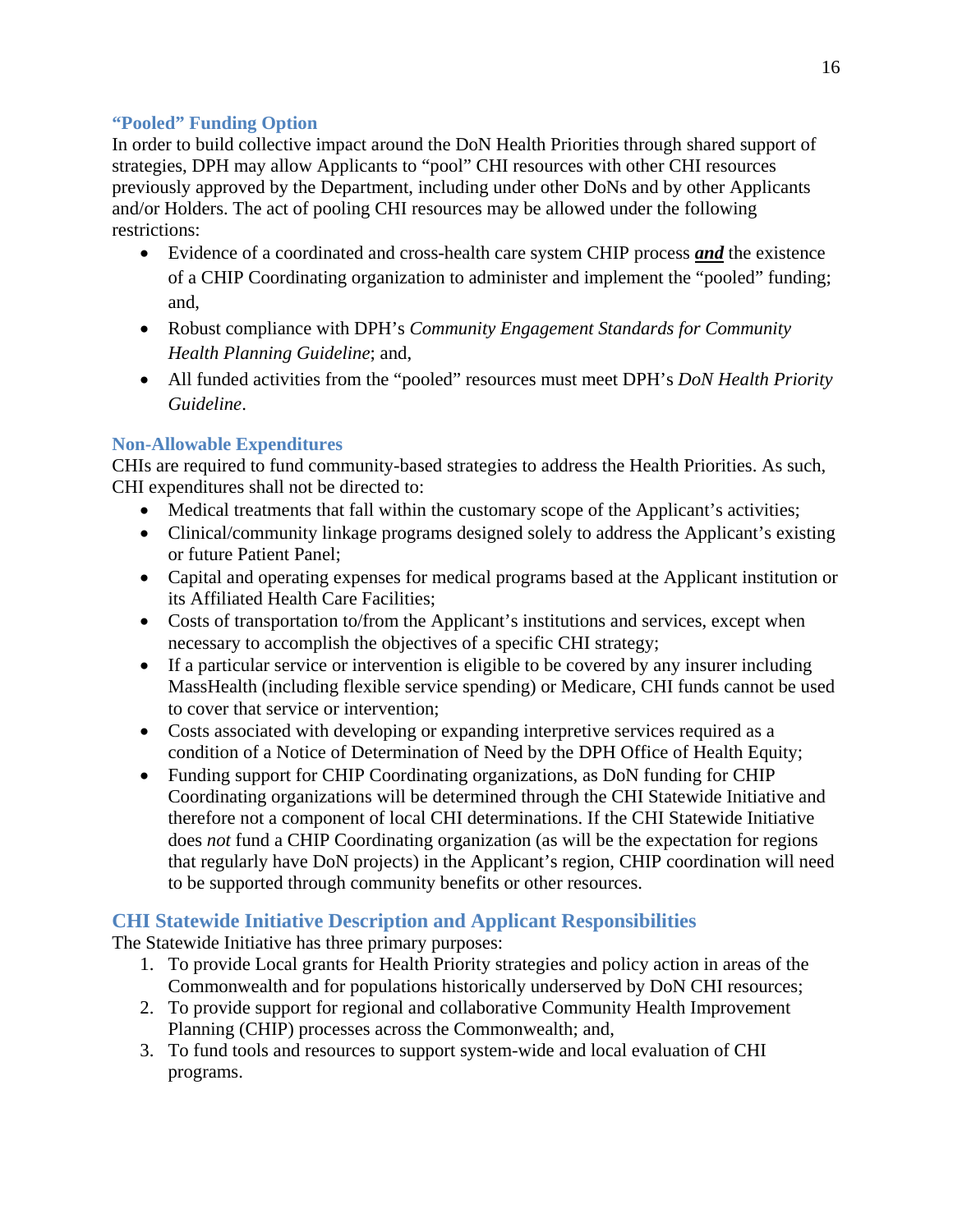### "Pooled" Funding Option

In order to build collective impact around the DoN Health Priorities through shared support of strategies, DPH may allow Applicants to "pool" CHI resources with other CHI resources previously approved by the Department, including under other DoNs and by other Applicants and/or Holders. The act of pooling CHI resources may be allowed under the following restrictions:

- Evidence of a coordinated and cross-health care system CHIP process ***and*** the existence of a CHIP Coordinating organization to administer and implement the "pooled" funding; and,
- Robust compliance with DPH's *Community Engagement Standards for Community Health Planning Guideline*; and,
- All funded activities from the "pooled" resources must meet DPH's *DoN Health Priority Guideline*.

### Non-Allowable Expenditures

CHIs are required to fund community-based strategies to address the Health Priorities. As such, CHI expenditures shall not be directed to:

- Medical treatments that fall within the customary scope of the Applicant's activities;
- Clinical/community linkage programs designed solely to address the Applicant's existing or future Patient Panel;
- Capital and operating expenses for medical programs based at the Applicant institution or its Affiliated Health Care Facilities;
- Costs of transportation to/from the Applicant's institutions and services, except when necessary to accomplish the objectives of a specific CHI strategy;
- If a particular service or intervention is eligible to be covered by any insurer including MassHealth (including flexible service spending) or Medicare, CHI funds cannot be used to cover that service or intervention;
- Costs associated with developing or expanding interpretive services required as a condition of a Notice of Determination of Need by the DPH Office of Health Equity;
- Funding support for CHIP Coordinating organizations, as DoN funding for CHIP Coordinating organizations will be determined through the CHI Statewide Initiative and therefore not a component of local CHI determinations. If the CHI Statewide Initiative does *not* fund a CHIP Coordinating organization (as will be the expectation for regions that regularly have DoN projects) in the Applicant's region, CHIP coordination will need to be supported through community benefits or other resources.

## CHI Statewide Initiative Description and Applicant Responsibilities

The Statewide Initiative has three primary purposes:

1. To provide Local grants for Health Priority strategies and policy action in areas of the Commonwealth and for populations historically underserved by DoN CHI resources;
2. To provide support for regional and collaborative Community Health Improvement Planning (CHIP) processes across the Commonwealth; and,
3. To fund tools and resources to support system-wide and local evaluation of CHI programs.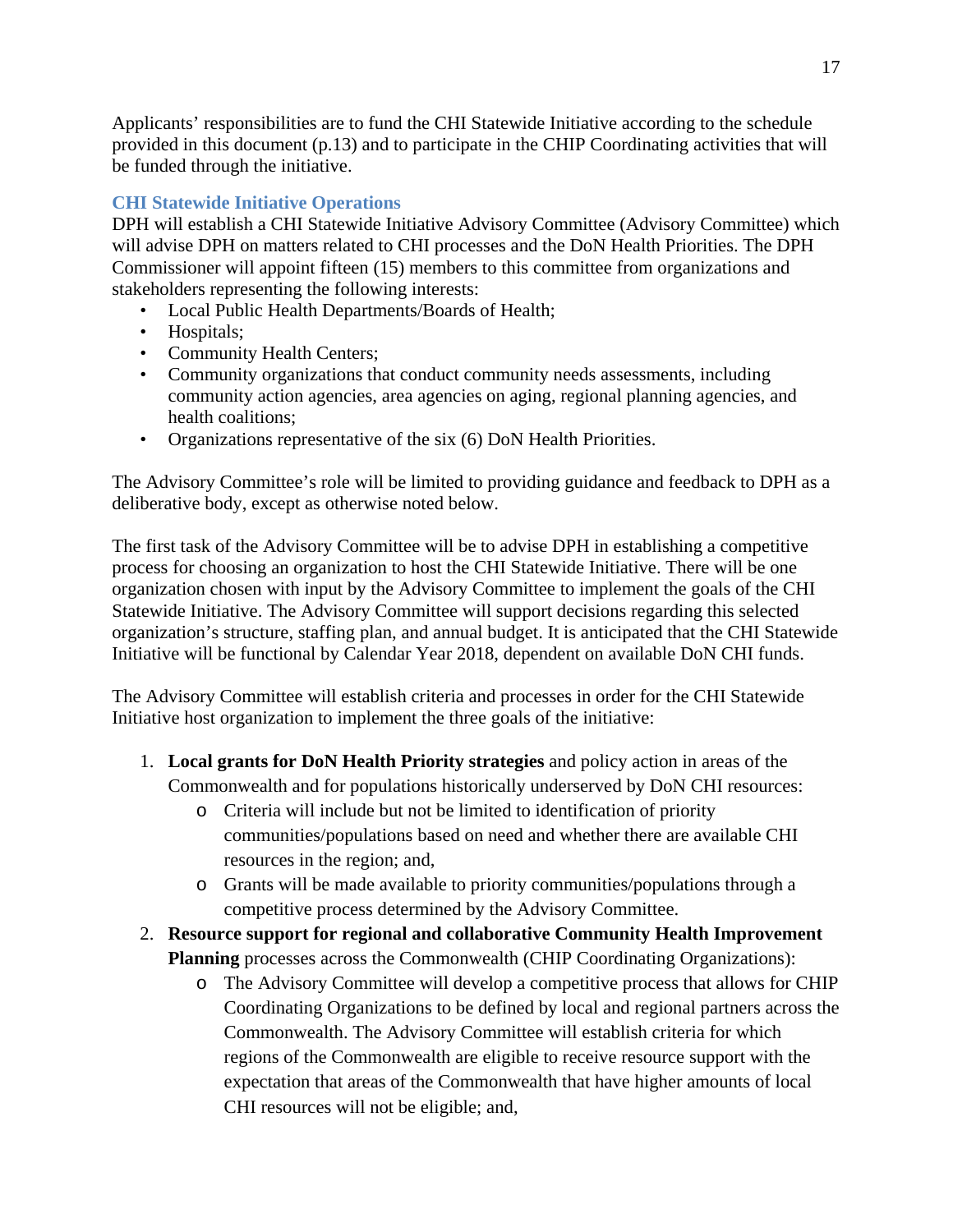Applicants' responsibilities are to fund the CHI Statewide Initiative according to the schedule provided in this document (p.13) and to participate in the CHIP Coordinating activities that will be funded through the initiative.

### CHI Statewide Initiative Operations

DPH will establish a CHI Statewide Initiative Advisory Committee (Advisory Committee) which will advise DPH on matters related to CHI processes and the DoN Health Priorities. The DPH Commissioner will appoint fifteen (15) members to this committee from organizations and stakeholders representing the following interests:

- Local Public Health Departments/Boards of Health;
- Hospitals;
- Community Health Centers;
- Community organizations that conduct community needs assessments, including community action agencies, area agencies on aging, regional planning agencies, and health coalitions;
- Organizations representative of the six (6) DoN Health Priorities.

The Advisory Committee's role will be limited to providing guidance and feedback to DPH as a deliberative body, except as otherwise noted below.

The first task of the Advisory Committee will be to advise DPH in establishing a competitive process for choosing an organization to host the CHI Statewide Initiative. There will be one organization chosen with input by the Advisory Committee to implement the goals of the CHI Statewide Initiative. The Advisory Committee will support decisions regarding this selected organization's structure, staffing plan, and annual budget. It is anticipated that the CHI Statewide Initiative will be functional by Calendar Year 2018, dependent on available DoN CHI funds.

The Advisory Committee will establish criteria and processes in order for the CHI Statewide Initiative host organization to implement the three goals of the initiative:

1. **Local grants for DoN Health Priority strategies** and policy action in areas of the Commonwealth and for populations historically underserved by DoN CHI resources:
   - Criteria will include but not be limited to identification of priority communities/populations based on need and whether there are available CHI resources in the region; and,
   - Grants will be made available to priority communities/populations through a competitive process determined by the Advisory Committee.
2. **Resource support for regional and collaborative Community Health Improvement Planning** processes across the Commonwealth (CHIP Coordinating Organizations):
   - The Advisory Committee will develop a competitive process that allows for CHIP Coordinating Organizations to be defined by local and regional partners across the Commonwealth. The Advisory Committee will establish criteria for which regions of the Commonwealth are eligible to receive resource support with the expectation that areas of the Commonwealth that have higher amounts of local CHI resources will not be eligible; and,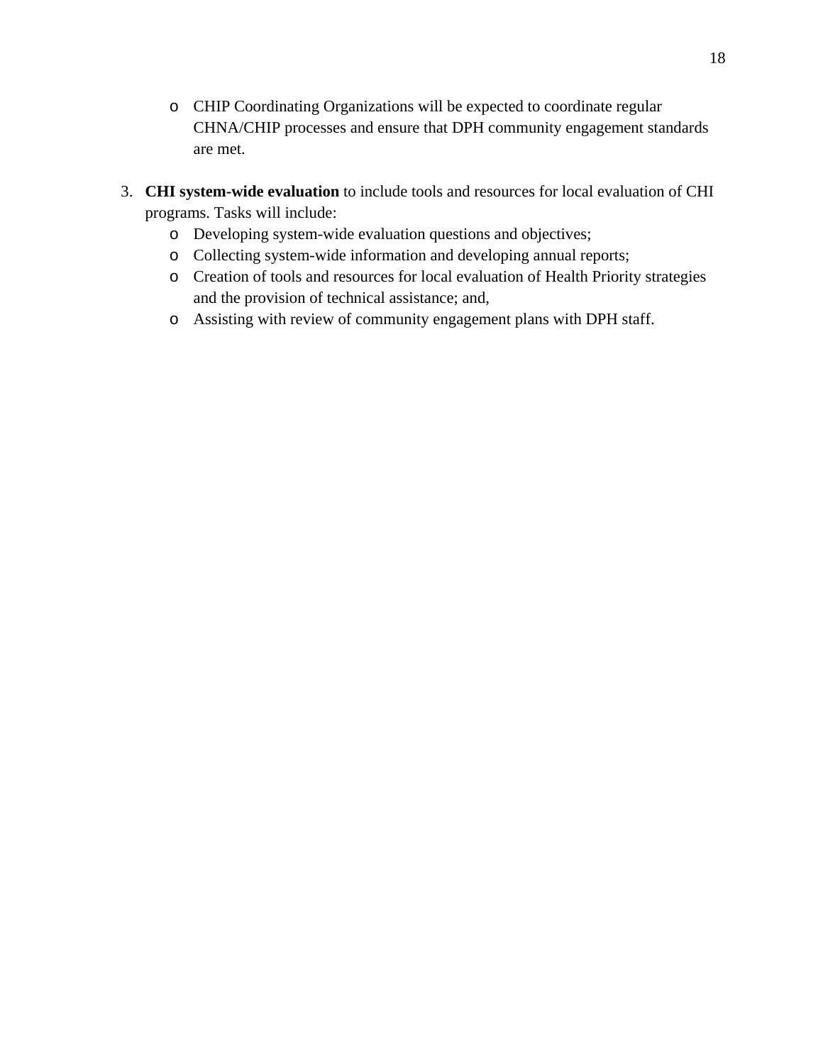- CHIP Coordinating Organizations will be expected to coordinate regular CHNA/CHIP processes and ensure that DPH community engagement standards are met.

3. **CHI system-wide evaluation** to include tools and resources for local evaluation of CHI programs. Tasks will include:
   - Developing system-wide evaluation questions and objectives;
   - Collecting system-wide information and developing annual reports;
   - Creation of tools and resources for local evaluation of Health Priority strategies and the provision of technical assistance; and,
   - Assisting with review of community engagement plans with DPH staff.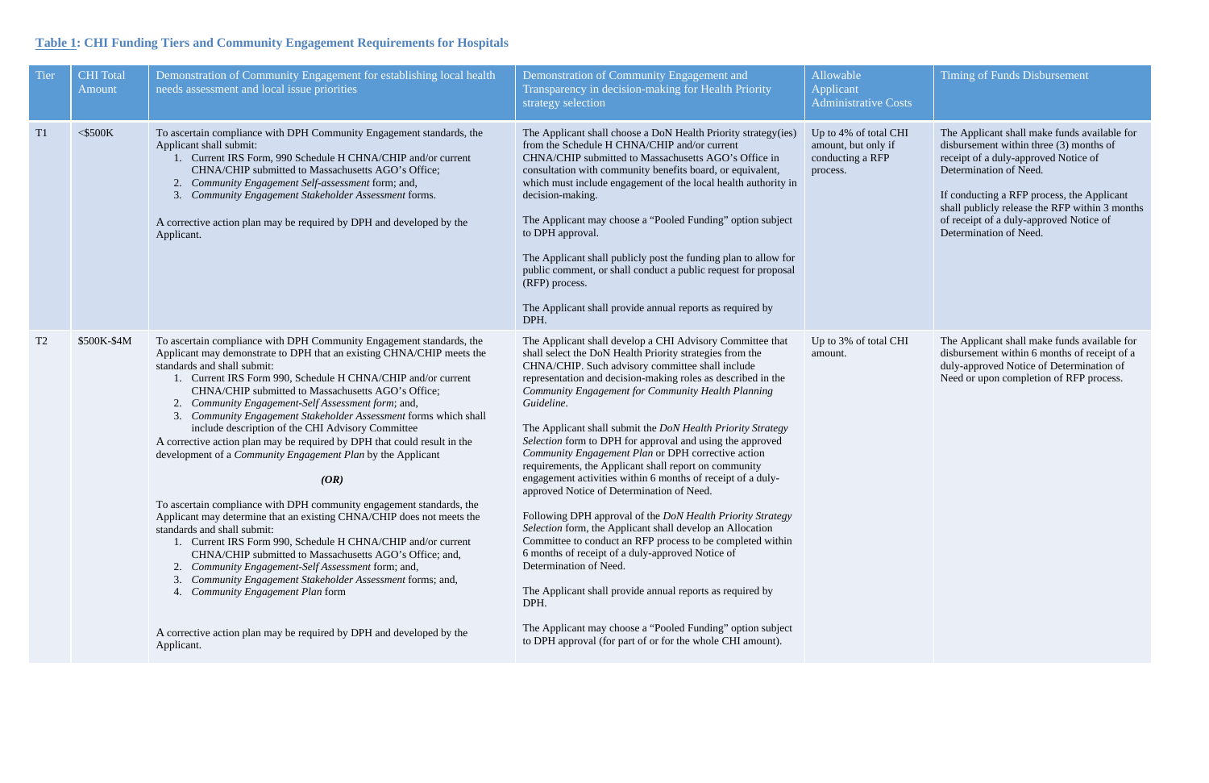**Table 1: CHI Funding Tiers and Community Engagement Requirements for Hospitals**

| Tier | CHI Total Amount | Demonstration of Community Engagement for establishing local health needs assessment and local issue priorities | Demonstration of Community Engagement and Transparency in decision-making for Health Priority strategy selection | Allowable Applicant Administrative Costs | Timing of Funds Disbursement |
|---|---|---|---|---|---|
| T1 | <$500K | To ascertain compliance with DPH Community Engagement standards, the Applicant shall submit:<br>1. Current IRS Form, 990 Schedule H CHNA/CHIP and/or current CHNA/CHIP submitted to Massachusetts AGO's Office;<br>2. *Community Engagement Self-assessment* form; and,<br>3. *Community Engagement Stakeholder Assessment* forms.<br><br>A corrective action plan may be required by DPH and developed by the Applicant. | The Applicant shall choose a DoN Health Priority strategy(ies) from the Schedule H CHNA/CHIP and/or current CHNA/CHIP submitted to Massachusetts AGO's Office in consultation with community benefits board, or equivalent, which must include engagement of the local health authority in decision-making.<br><br>The Applicant may choose a "Pooled Funding" option subject to DPH approval.<br><br>The Applicant shall publicly post the funding plan to allow for public comment, or shall conduct a public request for proposal (RFP) process.<br><br>The Applicant shall provide annual reports as required by DPH. | Up to 4% of total CHI amount, but only if conducting a RFP process. | The Applicant shall make funds available for disbursement within three (3) months of receipt of a duly-approved Notice of Determination of Need.<br><br>If conducting a RFP process, the Applicant shall publicly release the RFP within 3 months of receipt of a duly-approved Notice of Determination of Need. |
| T2 | $500K-$4M | To ascertain compliance with DPH Community Engagement standards, the Applicant may demonstrate to DPH that an existing CHNA/CHIP meets the standards and shall submit:<br>1. Current IRS Form 990, Schedule H CHNA/CHIP and/or current CHNA/CHIP submitted to Massachusetts AGO's Office;<br>2. *Community Engagement-Self Assessment form*; and,<br>3. *Community Engagement Stakeholder Assessment* forms which shall include description of the CHI Advisory Committee<br>A corrective action plan may be required by DPH that could result in the development of a *Community Engagement Plan* by the Applicant<br><br>***(OR)***<br><br>To ascertain compliance with DPH community engagement standards, the Applicant may determine that an existing CHNA/CHIP does not meets the standards and shall submit:<br>1. Current IRS Form 990, Schedule H CHNA/CHIP and/or current CHNA/CHIP submitted to Massachusetts AGO's Office; and,<br>2. *Community Engagement-Self Assessment* form; and,<br>3. *Community Engagement Stakeholder Assessment* forms; and,<br>4. *Community Engagement Plan* form<br><br>A corrective action plan may be required by DPH and developed by the Applicant. | The Applicant shall develop a CHI Advisory Committee that shall select the DoN Health Priority strategies from the CHNA/CHIP. Such advisory committee shall include representation and decision-making roles as described in the *Community Engagement for Community Health Planning Guideline*.<br><br>The Applicant shall submit the *DoN Health Priority Strategy Selection* form to DPH for approval and using the approved *Community Engagement Plan* or DPH corrective action requirements, the Applicant shall report on community engagement activities within 6 months of receipt of a duly-approved Notice of Determination of Need.<br><br>Following DPH approval of the *DoN Health Priority Strategy Selection* form, the Applicant shall develop an Allocation Committee to conduct an RFP process to be completed within 6 months of receipt of a duly-approved Notice of Determination of Need.<br><br>The Applicant shall provide annual reports as required by DPH.<br><br>The Applicant may choose a "Pooled Funding" option subject to DPH approval (for part of or for the whole CHI amount). | Up to 3% of total CHI amount. | The Applicant shall make funds available for disbursement within 6 months of receipt of a duly-approved Notice of Determination of Need or upon completion of RFP process. |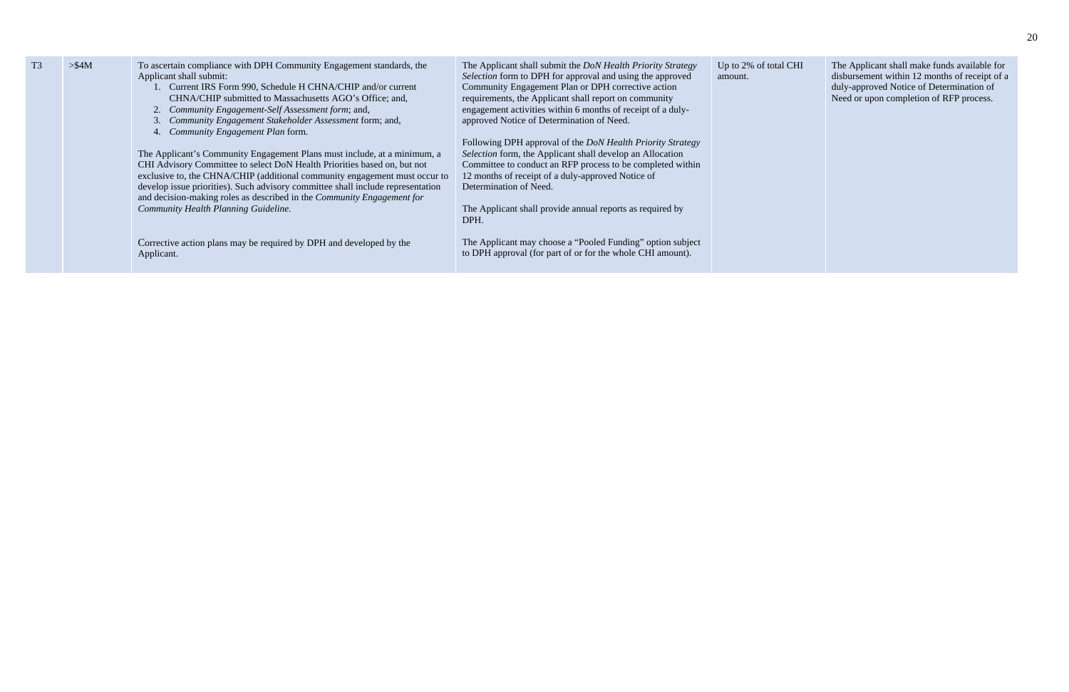| T3 | >$4M | To ascertain compliance with DPH Community Engagement standards, the Applicant shall submit:<br>1. Current IRS Form 990, Schedule H CHNA/CHIP and/or current CHNA/CHIP submitted to Massachusetts AGO's Office; and,<br>2. *Community Engagement-Self Assessment form*; and,<br>3. *Community Engagement Stakeholder Assessment* form; and,<br>4. *Community Engagement Plan* form.<br><br>The Applicant's Community Engagement Plans must include, at a minimum, a CHI Advisory Committee to select DoN Health Priorities based on, but not exclusive to, the CHNA/CHIP (additional community engagement must occur to develop issue priorities). Such advisory committee shall include representation and decision-making roles as described in the *Community Engagement for Community Health Planning Guideline*.<br><br>Corrective action plans may be required by DPH and developed by the Applicant. | The Applicant shall submit the *DoN Health Priority Strategy Selection* form to DPH for approval and using the approved Community Engagement Plan or DPH corrective action requirements, the Applicant shall report on community engagement activities within 6 months of receipt of a duly-approved Notice of Determination of Need.<br><br>Following DPH approval of the *DoN Health Priority Strategy Selection* form, the Applicant shall develop an Allocation Committee to conduct an RFP process to be completed within 12 months of receipt of a duly-approved Notice of Determination of Need.<br><br>The Applicant shall provide annual reports as required by DPH.<br><br>The Applicant may choose a "Pooled Funding" option subject to DPH approval (for part of or for the whole CHI amount). | Up to 2% of total CHI amount. | The Applicant shall make funds available for disbursement within 12 months of receipt of a duly-approved Notice of Determination of Need or upon completion of RFP process. |
|---|---|---|---|---|---|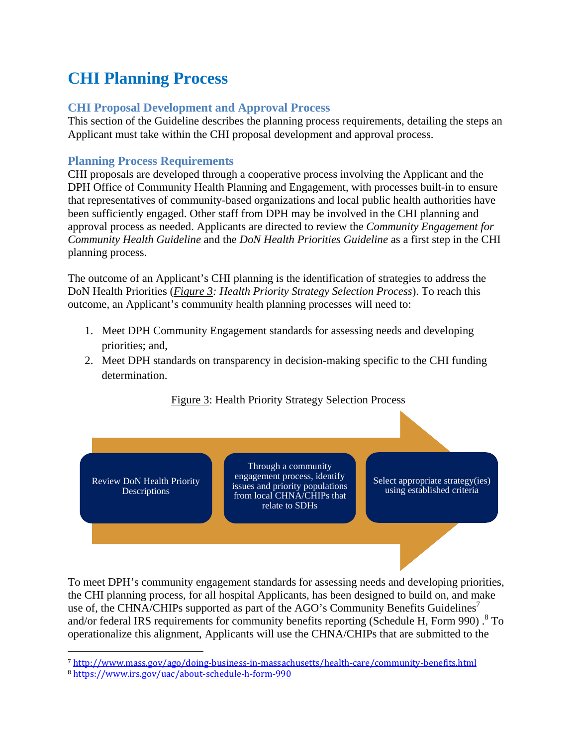# CHI Planning Process

## CHI Proposal Development and Approval Process

This section of the Guideline describes the planning process requirements, detailing the steps an Applicant must take within the CHI proposal development and approval process.

## Planning Process Requirements

CHI proposals are developed through a cooperative process involving the Applicant and the DPH Office of Community Health Planning and Engagement, with processes built-in to ensure that representatives of community-based organizations and local public health authorities have been sufficiently engaged. Other staff from DPH may be involved in the CHI planning and approval process as needed. Applicants are directed to review the *Community Engagement for Community Health Guideline* and the *DoN Health Priorities Guideline* as a first step in the CHI planning process.

The outcome of an Applicant's CHI planning is the identification of strategies to address the DoN Health Priorities (*Figure 3: Health Priority Strategy Selection Process*). To reach this outcome, an Applicant's community health planning processes will need to:

1. Meet DPH Community Engagement standards for assessing needs and developing priorities; and,
2. Meet DPH standards on transparency in decision-making specific to the CHI funding determination.

Figure 3: Health Priority Strategy Selection Process

Review DoN Health Priority Descriptions → Through a community engagement process, identify issues and priority populations from local CHNA/CHIPs that relate to SDHs → Select appropriate strategy(ies) using established criteria

To meet DPH's community engagement standards for assessing needs and developing priorities, the CHI planning process, for all hospital Applicants, has been designed to build on, and make use of, the CHNA/CHIPs supported as part of the AGO's Community Benefits Guidelines[7] and/or federal IRS requirements for community benefits reporting (Schedule H, Form 990) .[8] To operationalize this alignment, Applicants will use the CHNA/CHIPs that are submitted to the

[7] http://www.mass.gov/ago/doing-business-in-massachusetts/health-care/community-benefits.html

[8] https://www.irs.gov/uac/about-schedule-h-form-990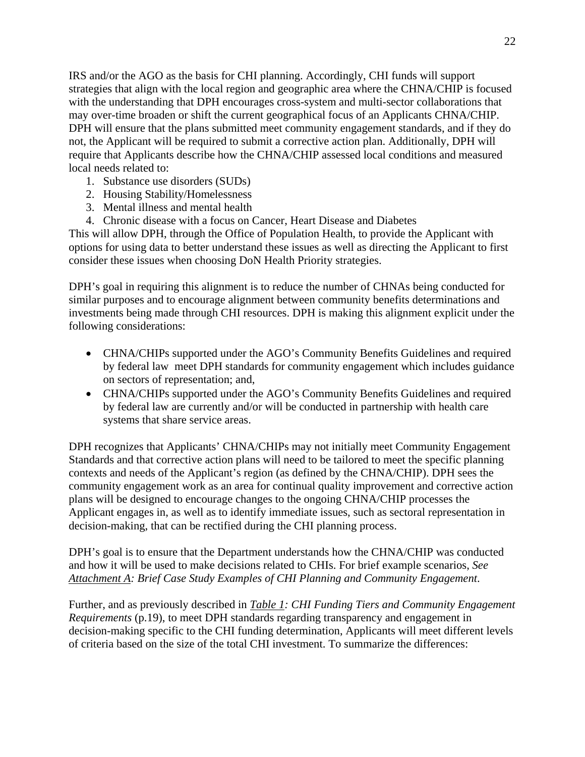IRS and/or the AGO as the basis for CHI planning. Accordingly, CHI funds will support strategies that align with the local region and geographic area where the CHNA/CHIP is focused with the understanding that DPH encourages cross-system and multi-sector collaborations that may over-time broaden or shift the current geographical focus of an Applicants CHNA/CHIP. DPH will ensure that the plans submitted meet community engagement standards, and if they do not, the Applicant will be required to submit a corrective action plan. Additionally, DPH will require that Applicants describe how the CHNA/CHIP assessed local conditions and measured local needs related to:

1. Substance use disorders (SUDs)
2. Housing Stability/Homelessness
3. Mental illness and mental health
4. Chronic disease with a focus on Cancer, Heart Disease and Diabetes

This will allow DPH, through the Office of Population Health, to provide the Applicant with options for using data to better understand these issues as well as directing the Applicant to first consider these issues when choosing DoN Health Priority strategies.

DPH's goal in requiring this alignment is to reduce the number of CHNAs being conducted for similar purposes and to encourage alignment between community benefits determinations and investments being made through CHI resources. DPH is making this alignment explicit under the following considerations:

- CHNA/CHIPs supported under the AGO's Community Benefits Guidelines and required by federal law meet DPH standards for community engagement which includes guidance on sectors of representation; and,
- CHNA/CHIPs supported under the AGO's Community Benefits Guidelines and required by federal law are currently and/or will be conducted in partnership with health care systems that share service areas.

DPH recognizes that Applicants' CHNA/CHIPs may not initially meet Community Engagement Standards and that corrective action plans will need to be tailored to meet the specific planning contexts and needs of the Applicant's region (as defined by the CHNA/CHIP). DPH sees the community engagement work as an area for continual quality improvement and corrective action plans will be designed to encourage changes to the ongoing CHNA/CHIP processes the Applicant engages in, as well as to identify immediate issues, such as sectoral representation in decision-making, that can be rectified during the CHI planning process.

DPH's goal is to ensure that the Department understands how the CHNA/CHIP was conducted and how it will be used to make decisions related to CHIs. For brief example scenarios, *See Attachment A: Brief Case Study Examples of CHI Planning and Community Engagement*.

Further, and as previously described in *Table 1: CHI Funding Tiers and Community Engagement Requirements* (p.19), to meet DPH standards regarding transparency and engagement in decision-making specific to the CHI funding determination, Applicants will meet different levels of criteria based on the size of the total CHI investment. To summarize the differences: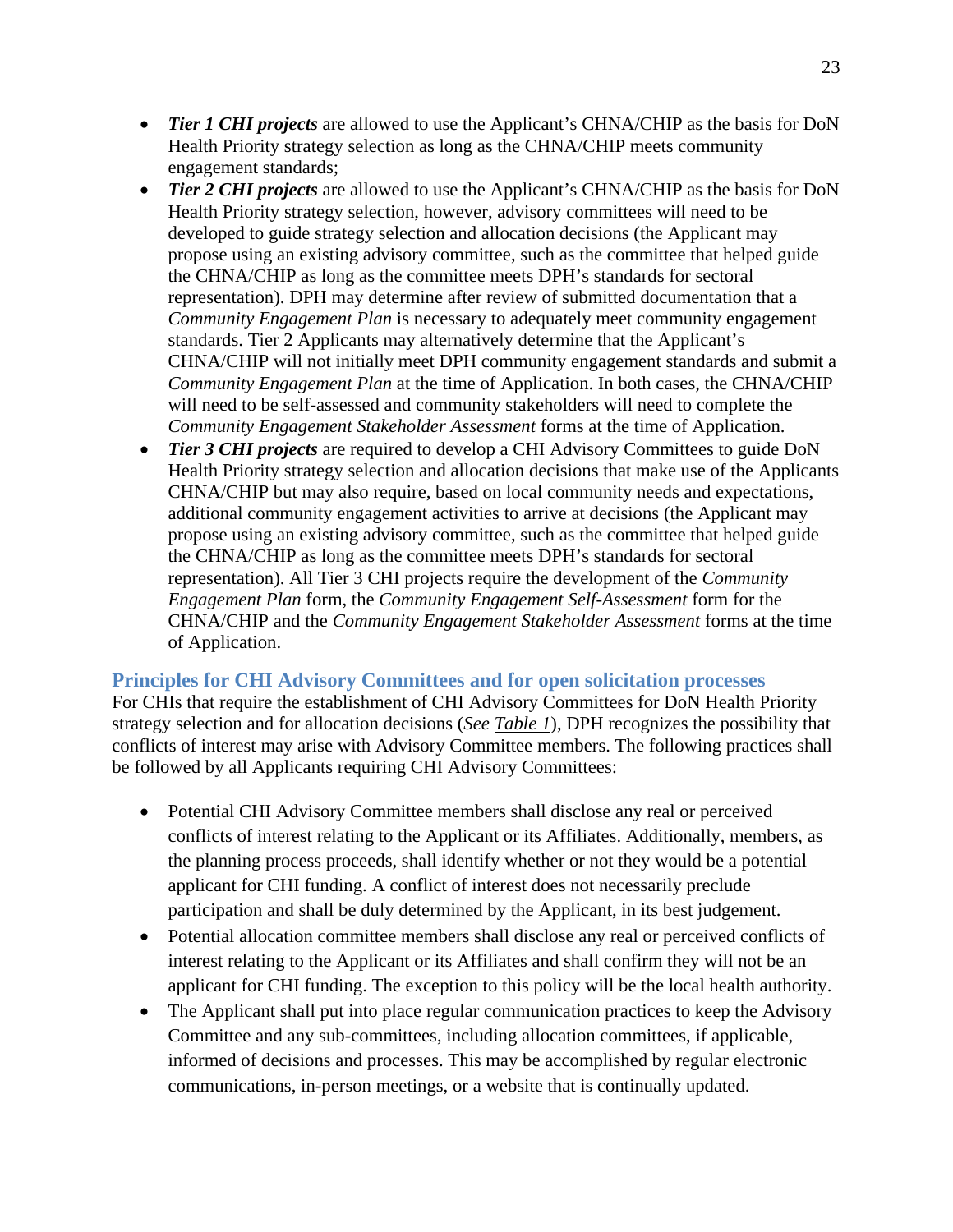- ***Tier 1 CHI projects*** are allowed to use the Applicant's CHNA/CHIP as the basis for DoN Health Priority strategy selection as long as the CHNA/CHIP meets community engagement standards;
- ***Tier 2 CHI projects*** are allowed to use the Applicant's CHNA/CHIP as the basis for DoN Health Priority strategy selection, however, advisory committees will need to be developed to guide strategy selection and allocation decisions (the Applicant may propose using an existing advisory committee, such as the committee that helped guide the CHNA/CHIP as long as the committee meets DPH's standards for sectoral representation). DPH may determine after review of submitted documentation that a *Community Engagement Plan* is necessary to adequately meet community engagement standards. Tier 2 Applicants may alternatively determine that the Applicant's CHNA/CHIP will not initially meet DPH community engagement standards and submit a *Community Engagement Plan* at the time of Application. In both cases, the CHNA/CHIP will need to be self-assessed and community stakeholders will need to complete the *Community Engagement Stakeholder Assessment* forms at the time of Application.
- ***Tier 3 CHI projects*** are required to develop a CHI Advisory Committees to guide DoN Health Priority strategy selection and allocation decisions that make use of the Applicants CHNA/CHIP but may also require, based on local community needs and expectations, additional community engagement activities to arrive at decisions (the Applicant may propose using an existing advisory committee, such as the committee that helped guide the CHNA/CHIP as long as the committee meets DPH's standards for sectoral representation). All Tier 3 CHI projects require the development of the *Community Engagement Plan* form, the *Community Engagement Self-Assessment* form for the CHNA/CHIP and the *Community Engagement Stakeholder Assessment* forms at the time of Application.

## Principles for CHI Advisory Committees and for open solicitation processes

For CHIs that require the establishment of CHI Advisory Committees for DoN Health Priority strategy selection and for allocation decisions (*See Table 1*), DPH recognizes the possibility that conflicts of interest may arise with Advisory Committee members. The following practices shall be followed by all Applicants requiring CHI Advisory Committees:

- Potential CHI Advisory Committee members shall disclose any real or perceived conflicts of interest relating to the Applicant or its Affiliates. Additionally, members, as the planning process proceeds, shall identify whether or not they would be a potential applicant for CHI funding. A conflict of interest does not necessarily preclude participation and shall be duly determined by the Applicant, in its best judgement.
- Potential allocation committee members shall disclose any real or perceived conflicts of interest relating to the Applicant or its Affiliates and shall confirm they will not be an applicant for CHI funding. The exception to this policy will be the local health authority.
- The Applicant shall put into place regular communication practices to keep the Advisory Committee and any sub-committees, including allocation committees, if applicable, informed of decisions and processes. This may be accomplished by regular electronic communications, in-person meetings, or a website that is continually updated.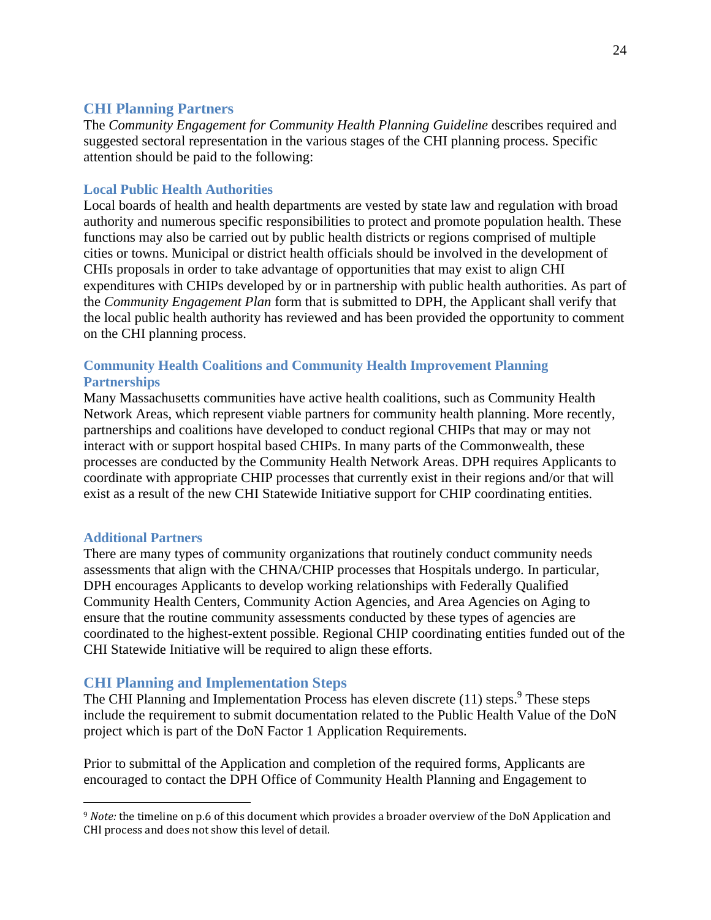## CHI Planning Partners

The *Community Engagement for Community Health Planning Guideline* describes required and suggested sectoral representation in the various stages of the CHI planning process. Specific attention should be paid to the following:

### Local Public Health Authorities

Local boards of health and health departments are vested by state law and regulation with broad authority and numerous specific responsibilities to protect and promote population health. These functions may also be carried out by public health districts or regions comprised of multiple cities or towns. Municipal or district health officials should be involved in the development of CHIs proposals in order to take advantage of opportunities that may exist to align CHI expenditures with CHIPs developed by or in partnership with public health authorities. As part of the *Community Engagement Plan* form that is submitted to DPH, the Applicant shall verify that the local public health authority has reviewed and has been provided the opportunity to comment on the CHI planning process.

### Community Health Coalitions and Community Health Improvement Planning Partnerships

Many Massachusetts communities have active health coalitions, such as Community Health Network Areas, which represent viable partners for community health planning. More recently, partnerships and coalitions have developed to conduct regional CHIPs that may or may not interact with or support hospital based CHIPs. In many parts of the Commonwealth, these processes are conducted by the Community Health Network Areas. DPH requires Applicants to coordinate with appropriate CHIP processes that currently exist in their regions and/or that will exist as a result of the new CHI Statewide Initiative support for CHIP coordinating entities.

### Additional Partners

There are many types of community organizations that routinely conduct community needs assessments that align with the CHNA/CHIP processes that Hospitals undergo. In particular, DPH encourages Applicants to develop working relationships with Federally Qualified Community Health Centers, Community Action Agencies, and Area Agencies on Aging to ensure that the routine community assessments conducted by these types of agencies are coordinated to the highest-extent possible. Regional CHIP coordinating entities funded out of the CHI Statewide Initiative will be required to align these efforts.

## CHI Planning and Implementation Steps

The CHI Planning and Implementation Process has eleven discrete (11) steps.[9] These steps include the requirement to submit documentation related to the Public Health Value of the DoN project which is part of the DoN Factor 1 Application Requirements.

Prior to submittal of the Application and completion of the required forms, Applicants are encouraged to contact the DPH Office of Community Health Planning and Engagement to

[9] *Note:* the timeline on p.6 of this document which provides a broader overview of the DoN Application and CHI process and does not show this level of detail.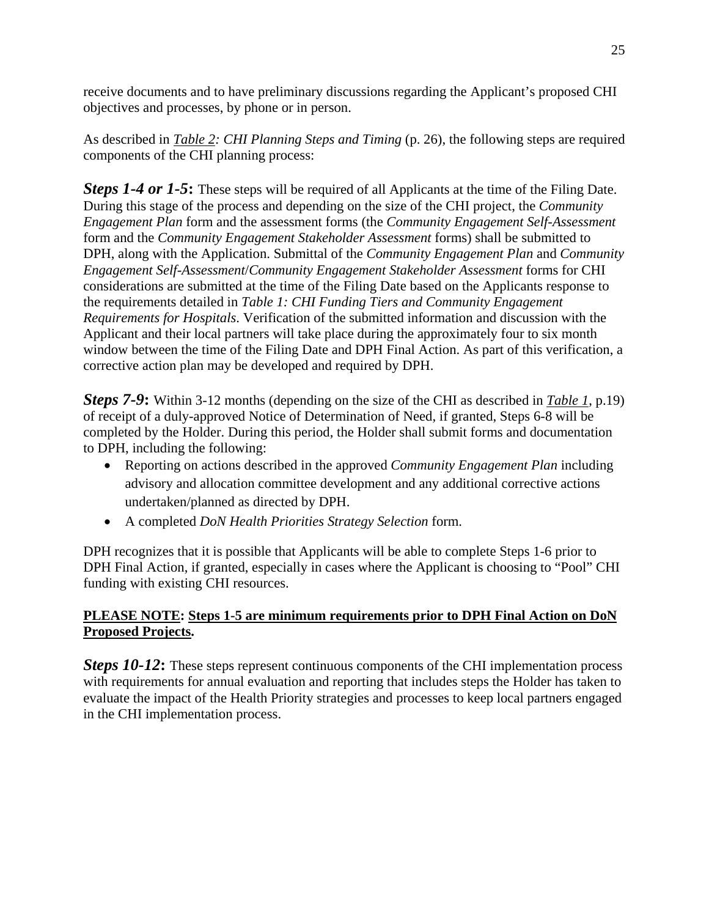receive documents and to have preliminary discussions regarding the Applicant's proposed CHI objectives and processes, by phone or in person.

As described in *Table 2: CHI Planning Steps and Timing* (p. 26), the following steps are required components of the CHI planning process:

***Steps 1-4 or 1-5*****:** These steps will be required of all Applicants at the time of the Filing Date. During this stage of the process and depending on the size of the CHI project, the *Community Engagement Plan* form and the assessment forms (the *Community Engagement Self-Assessment* form and the *Community Engagement Stakeholder Assessment* forms) shall be submitted to DPH, along with the Application. Submittal of the *Community Engagement Plan* and *Community Engagement Self-Assessment*/*Community Engagement Stakeholder Assessment* forms for CHI considerations are submitted at the time of the Filing Date based on the Applicants response to the requirements detailed in *Table 1: CHI Funding Tiers and Community Engagement Requirements for Hospitals*. Verification of the submitted information and discussion with the Applicant and their local partners will take place during the approximately four to six month window between the time of the Filing Date and DPH Final Action. As part of this verification, a corrective action plan may be developed and required by DPH.

***Steps 7-9*****:** Within 3-12 months (depending on the size of the CHI as described in *Table 1*, p.19) of receipt of a duly-approved Notice of Determination of Need, if granted, Steps 6-8 will be completed by the Holder. During this period, the Holder shall submit forms and documentation to DPH, including the following:

- Reporting on actions described in the approved *Community Engagement Plan* including advisory and allocation committee development and any additional corrective actions undertaken/planned as directed by DPH.
- A completed *DoN Health Priorities Strategy Selection* form.

DPH recognizes that it is possible that Applicants will be able to complete Steps 1-6 prior to DPH Final Action, if granted, especially in cases where the Applicant is choosing to "Pool" CHI funding with existing CHI resources.

**PLEASE NOTE: Steps 1-5 are minimum requirements prior to DPH Final Action on DoN Proposed Projects.**

***Steps 10-12*****:** These steps represent continuous components of the CHI implementation process with requirements for annual evaluation and reporting that includes steps the Holder has taken to evaluate the impact of the Health Priority strategies and processes to keep local partners engaged in the CHI implementation process.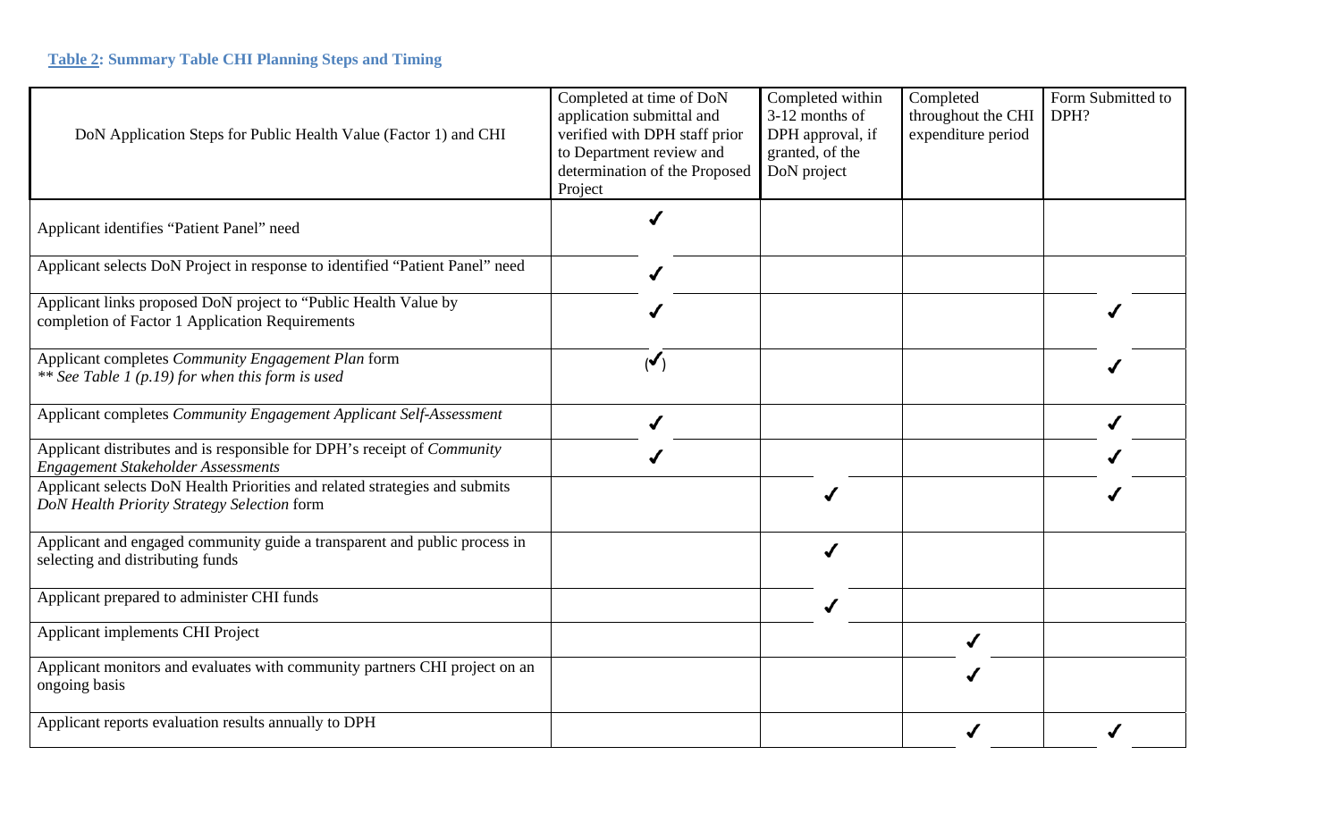**Table 2: Summary Table CHI Planning Steps and Timing**

| DoN Application Steps for Public Health Value (Factor 1) and CHI | Completed at time of DoN application submittal and verified with DPH staff prior to Department review and determination of the Proposed Project | Completed within 3-12 months of DPH approval, if granted, of the DoN project | Completed throughout the CHI expenditure period | Form Submitted to DPH? |
|---|---|---|---|---|
| Applicant identifies “Patient Panel” need | ✓ | | | |
| Applicant selects DoN Project in response to identified “Patient Panel” need | ✓ | | | |
| Applicant links proposed DoN project to “Public Health Value by completion of Factor 1 Application Requirements | ✓ | | | ✓ |
| Applicant completes *Community Engagement Plan* form<br>*\** See Table 1 (p.19) for when this form is used* | (✓) | | | ✓ |
| Applicant completes *Community Engagement Applicant Self-Assessment* | ✓ | | | ✓ |
| Applicant distributes and is responsible for DPH’s receipt of *Community Engagement Stakeholder Assessments* | ✓ | | | ✓ |
| Applicant selects DoN Health Priorities and related strategies and submits *DoN Health Priority Strategy Selection* form | | ✓ | | ✓ |
| Applicant and engaged community guide a transparent and public process in selecting and distributing funds | | ✓ | | |
| Applicant prepared to administer CHI funds | | ✓ | | |
| Applicant implements CHI Project | | | ✓ | |
| Applicant monitors and evaluates with community partners CHI project on an ongoing basis | | | ✓ | |
| Applicant reports evaluation results annually to DPH | | | ✓ | ✓ |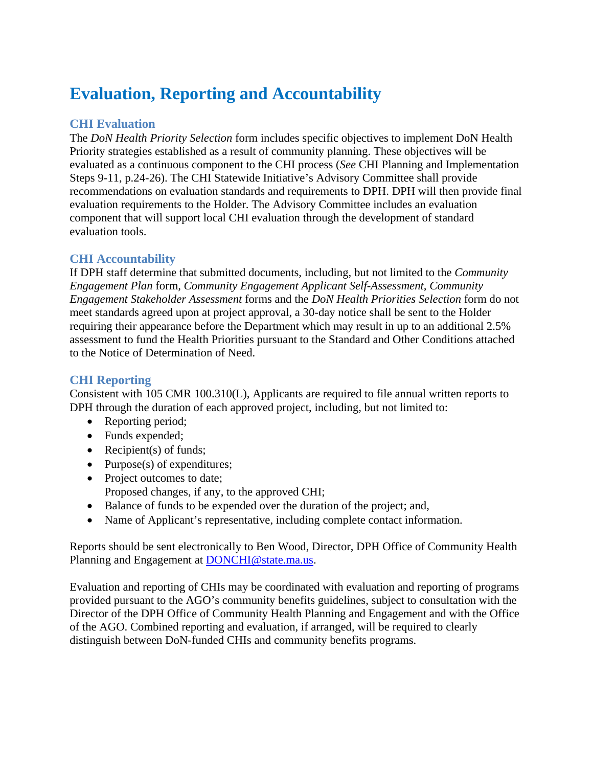# Evaluation, Reporting and Accountability

## CHI Evaluation

The *DoN Health Priority Selection* form includes specific objectives to implement DoN Health Priority strategies established as a result of community planning. These objectives will be evaluated as a continuous component to the CHI process (*See* CHI Planning and Implementation Steps 9-11, p.24-26). The CHI Statewide Initiative's Advisory Committee shall provide recommendations on evaluation standards and requirements to DPH. DPH will then provide final evaluation requirements to the Holder. The Advisory Committee includes an evaluation component that will support local CHI evaluation through the development of standard evaluation tools.

## CHI Accountability

If DPH staff determine that submitted documents, including, but not limited to the *Community Engagement Plan* form, *Community Engagement Applicant Self-Assessment, Community Engagement Stakeholder Assessment* forms and the *DoN Health Priorities Selection* form do not meet standards agreed upon at project approval, a 30-day notice shall be sent to the Holder requiring their appearance before the Department which may result in up to an additional 2.5% assessment to fund the Health Priorities pursuant to the Standard and Other Conditions attached to the Notice of Determination of Need.

## CHI Reporting

Consistent with 105 CMR 100.310(L), Applicants are required to file annual written reports to DPH through the duration of each approved project, including, but not limited to:

- Reporting period;
- Funds expended;
- Recipient(s) of funds;
- Purpose(s) of expenditures;
- Project outcomes to date;
  Proposed changes, if any, to the approved CHI;
- Balance of funds to be expended over the duration of the project; and,
- Name of Applicant's representative, including complete contact information.

Reports should be sent electronically to Ben Wood, Director, DPH Office of Community Health Planning and Engagement at [DONCHI@state.ma.us](mailto:DONCHI@state.ma.us).

Evaluation and reporting of CHIs may be coordinated with evaluation and reporting of programs provided pursuant to the AGO's community benefits guidelines, subject to consultation with the Director of the DPH Office of Community Health Planning and Engagement and with the Office of the AGO. Combined reporting and evaluation, if arranged, will be required to clearly distinguish between DoN-funded CHIs and community benefits programs.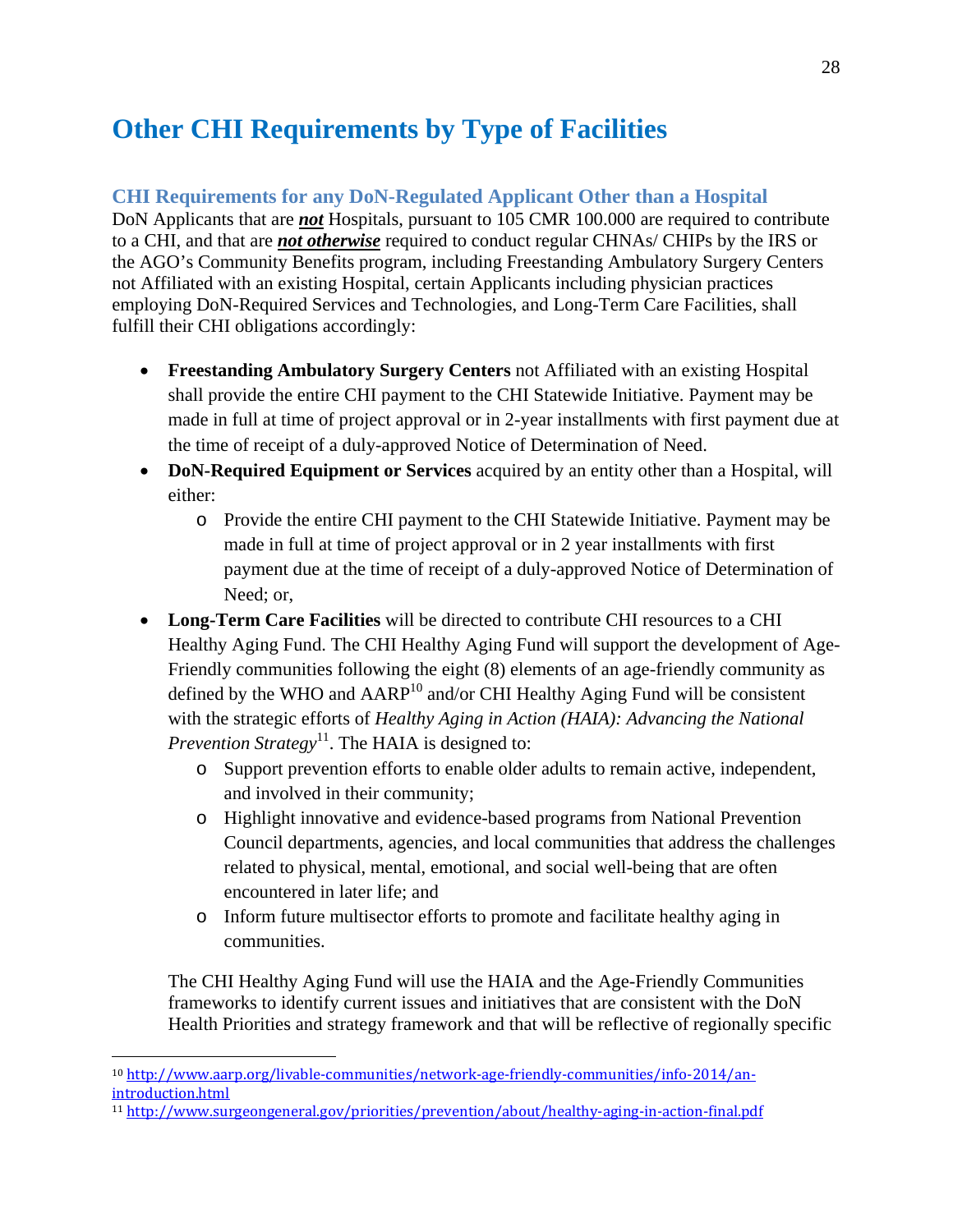# Other CHI Requirements by Type of Facilities

## CHI Requirements for any DoN-Regulated Applicant Other than a Hospital

DoN Applicants that are ***not*** Hospitals, pursuant to 105 CMR 100.000 are required to contribute to a CHI, and that are ***not otherwise*** required to conduct regular CHNAs/ CHIPs by the IRS or the AGO's Community Benefits program, including Freestanding Ambulatory Surgery Centers not Affiliated with an existing Hospital, certain Applicants including physician practices employing DoN-Required Services and Technologies, and Long-Term Care Facilities, shall fulfill their CHI obligations accordingly:

- **Freestanding Ambulatory Surgery Centers** not Affiliated with an existing Hospital shall provide the entire CHI payment to the CHI Statewide Initiative. Payment may be made in full at time of project approval or in 2-year installments with first payment due at the time of receipt of a duly-approved Notice of Determination of Need.
- **DoN-Required Equipment or Services** acquired by an entity other than a Hospital, will either:
  - Provide the entire CHI payment to the CHI Statewide Initiative. Payment may be made in full at time of project approval or in 2 year installments with first payment due at the time of receipt of a duly-approved Notice of Determination of Need; or,
- **Long-Term Care Facilities** will be directed to contribute CHI resources to a CHI Healthy Aging Fund. The CHI Healthy Aging Fund will support the development of Age-Friendly communities following the eight (8) elements of an age-friendly community as defined by the WHO and AARP[10] and/or CHI Healthy Aging Fund will be consistent with the strategic efforts of *Healthy Aging in Action (HAIA): Advancing the National Prevention Strategy*[11]. The HAIA is designed to:
  - Support prevention efforts to enable older adults to remain active, independent, and involved in their community;
  - Highlight innovative and evidence-based programs from National Prevention Council departments, agencies, and local communities that address the challenges related to physical, mental, emotional, and social well-being that are often encountered in later life; and
  - Inform future multisector efforts to promote and facilitate healthy aging in communities.

  The CHI Healthy Aging Fund will use the HAIA and the Age-Friendly Communities frameworks to identify current issues and initiatives that are consistent with the DoN Health Priorities and strategy framework and that will be reflective of regionally specific

---

[10] http://www.aarp.org/livable-communities/network-age-friendly-communities/info-2014/an-introduction.html

[11] http://www.surgeongeneral.gov/priorities/prevention/about/healthy-aging-in-action-final.pdf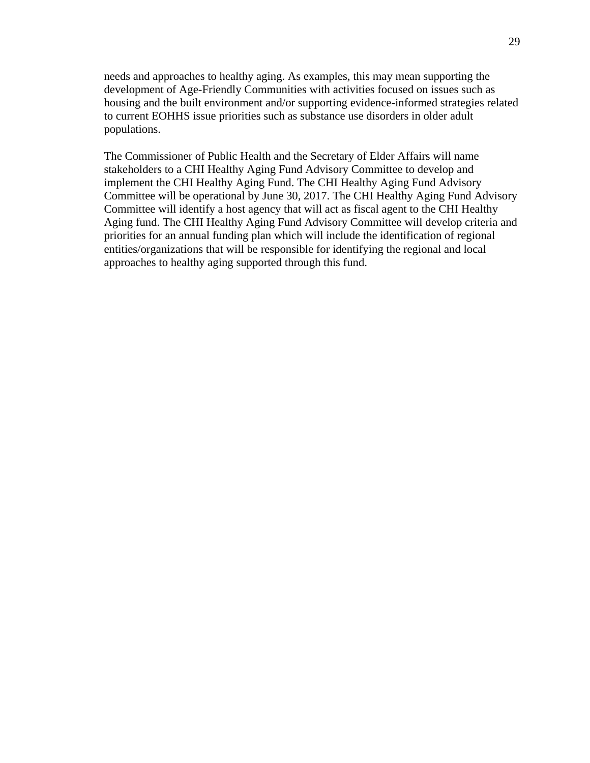needs and approaches to healthy aging. As examples, this may mean supporting the development of Age-Friendly Communities with activities focused on issues such as housing and the built environment and/or supporting evidence-informed strategies related to current EOHHS issue priorities such as substance use disorders in older adult populations.

The Commissioner of Public Health and the Secretary of Elder Affairs will name stakeholders to a CHI Healthy Aging Fund Advisory Committee to develop and implement the CHI Healthy Aging Fund. The CHI Healthy Aging Fund Advisory Committee will be operational by June 30, 2017. The CHI Healthy Aging Fund Advisory Committee will identify a host agency that will act as fiscal agent to the CHI Healthy Aging fund. The CHI Healthy Aging Fund Advisory Committee will develop criteria and priorities for an annual funding plan which will include the identification of regional entities/organizations that will be responsible for identifying the regional and local approaches to healthy aging supported through this fund.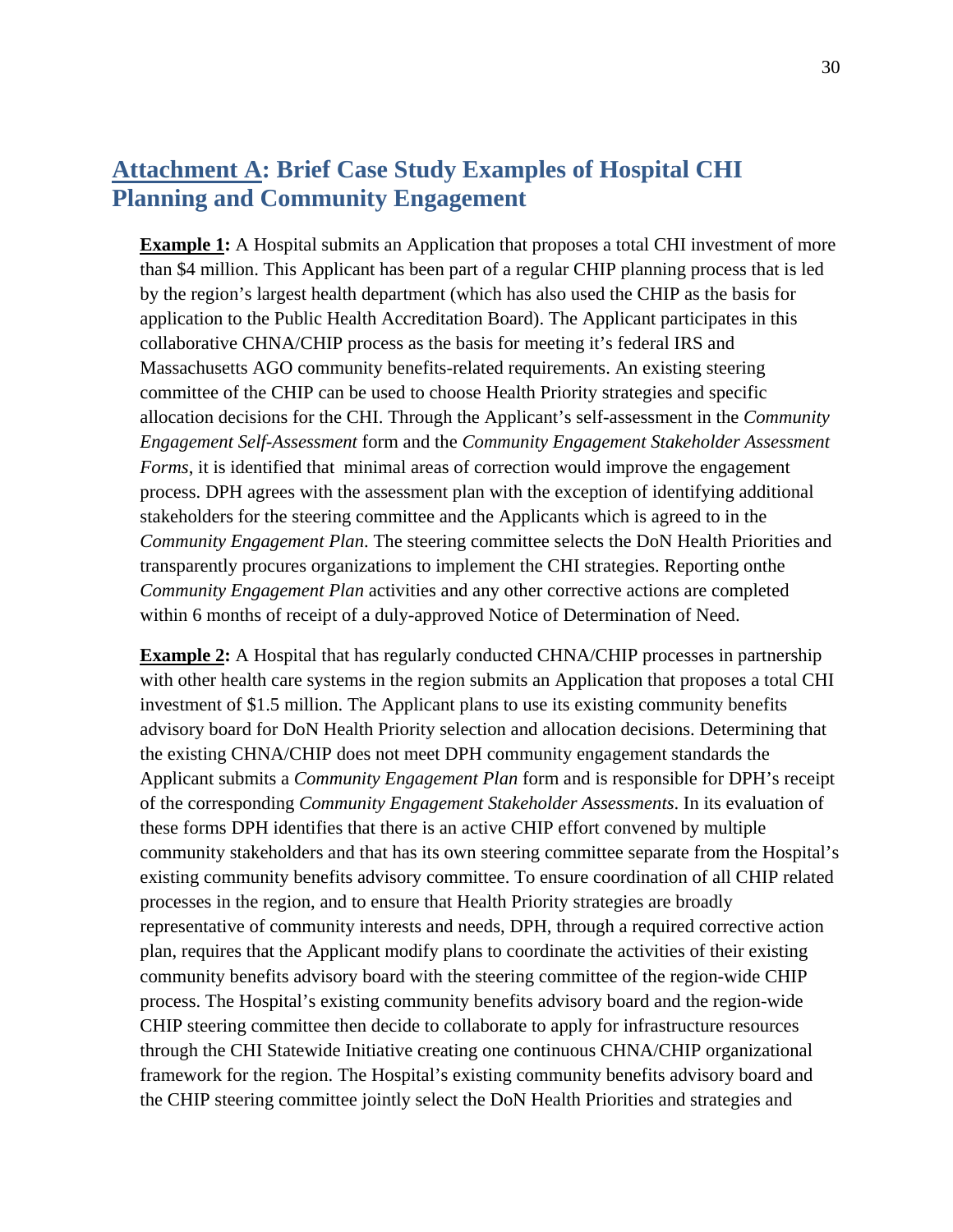## Attachment A: Brief Case Study Examples of Hospital CHI Planning and Community Engagement

**Example 1:** A Hospital submits an Application that proposes a total CHI investment of more than $4 million. This Applicant has been part of a regular CHIP planning process that is led by the region's largest health department (which has also used the CHIP as the basis for application to the Public Health Accreditation Board). The Applicant participates in this collaborative CHNA/CHIP process as the basis for meeting it's federal IRS and Massachusetts AGO community benefits-related requirements. An existing steering committee of the CHIP can be used to choose Health Priority strategies and specific allocation decisions for the CHI. Through the Applicant's self-assessment in the *Community Engagement Self-Assessment* form and the *Community Engagement Stakeholder Assessment Forms*, it is identified that minimal areas of correction would improve the engagement process. DPH agrees with the assessment plan with the exception of identifying additional stakeholders for the steering committee and the Applicants which is agreed to in the *Community Engagement Plan*. The steering committee selects the DoN Health Priorities and transparently procures organizations to implement the CHI strategies. Reporting onthe *Community Engagement Plan* activities and any other corrective actions are completed within 6 months of receipt of a duly-approved Notice of Determination of Need.

**Example 2:** A Hospital that has regularly conducted CHNA/CHIP processes in partnership with other health care systems in the region submits an Application that proposes a total CHI investment of $1.5 million. The Applicant plans to use its existing community benefits advisory board for DoN Health Priority selection and allocation decisions. Determining that the existing CHNA/CHIP does not meet DPH community engagement standards the Applicant submits a *Community Engagement Plan* form and is responsible for DPH's receipt of the corresponding *Community Engagement Stakeholder Assessments*. In its evaluation of these forms DPH identifies that there is an active CHIP effort convened by multiple community stakeholders and that has its own steering committee separate from the Hospital's existing community benefits advisory committee. To ensure coordination of all CHIP related processes in the region, and to ensure that Health Priority strategies are broadly representative of community interests and needs, DPH, through a required corrective action plan, requires that the Applicant modify plans to coordinate the activities of their existing community benefits advisory board with the steering committee of the region-wide CHIP process. The Hospital's existing community benefits advisory board and the region-wide CHIP steering committee then decide to collaborate to apply for infrastructure resources through the CHI Statewide Initiative creating one continuous CHNA/CHIP organizational framework for the region. The Hospital's existing community benefits advisory board and the CHIP steering committee jointly select the DoN Health Priorities and strategies and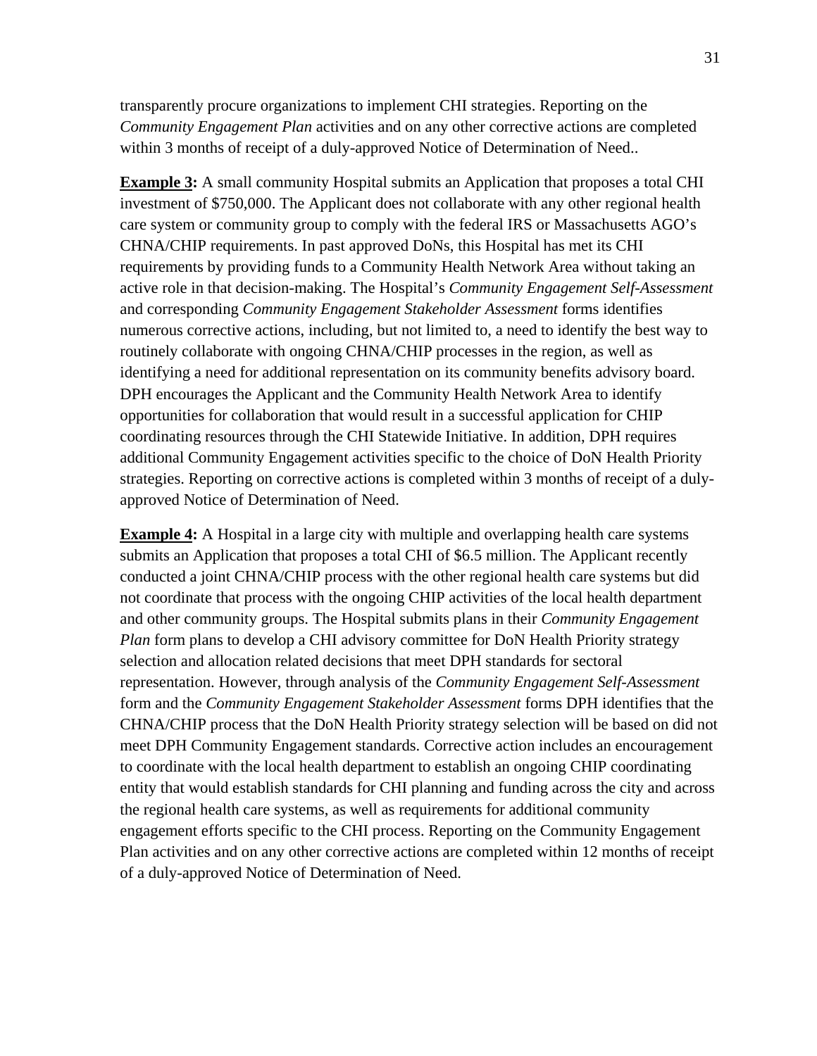transparently procure organizations to implement CHI strategies. Reporting on the *Community Engagement Plan* activities and on any other corrective actions are completed within 3 months of receipt of a duly-approved Notice of Determination of Need..

**Example 3:** A small community Hospital submits an Application that proposes a total CHI investment of $750,000. The Applicant does not collaborate with any other regional health care system or community group to comply with the federal IRS or Massachusetts AGO's CHNA/CHIP requirements. In past approved DoNs, this Hospital has met its CHI requirements by providing funds to a Community Health Network Area without taking an active role in that decision-making. The Hospital's *Community Engagement Self-Assessment* and corresponding *Community Engagement Stakeholder Assessment* forms identifies numerous corrective actions, including, but not limited to, a need to identify the best way to routinely collaborate with ongoing CHNA/CHIP processes in the region, as well as identifying a need for additional representation on its community benefits advisory board. DPH encourages the Applicant and the Community Health Network Area to identify opportunities for collaboration that would result in a successful application for CHIP coordinating resources through the CHI Statewide Initiative. In addition, DPH requires additional Community Engagement activities specific to the choice of DoN Health Priority strategies. Reporting on corrective actions is completed within 3 months of receipt of a duly-approved Notice of Determination of Need.

**Example 4:** A Hospital in a large city with multiple and overlapping health care systems submits an Application that proposes a total CHI of $6.5 million. The Applicant recently conducted a joint CHNA/CHIP process with the other regional health care systems but did not coordinate that process with the ongoing CHIP activities of the local health department and other community groups. The Hospital submits plans in their *Community Engagement Plan* form plans to develop a CHI advisory committee for DoN Health Priority strategy selection and allocation related decisions that meet DPH standards for sectoral representation. However, through analysis of the *Community Engagement Self-Assessment* form and the *Community Engagement Stakeholder Assessment* forms DPH identifies that the CHNA/CHIP process that the DoN Health Priority strategy selection will be based on did not meet DPH Community Engagement standards. Corrective action includes an encouragement to coordinate with the local health department to establish an ongoing CHIP coordinating entity that would establish standards for CHI planning and funding across the city and across the regional health care systems, as well as requirements for additional community engagement efforts specific to the CHI process. Reporting on the Community Engagement Plan activities and on any other corrective actions are completed within 12 months of receipt of a duly-approved Notice of Determination of Need.